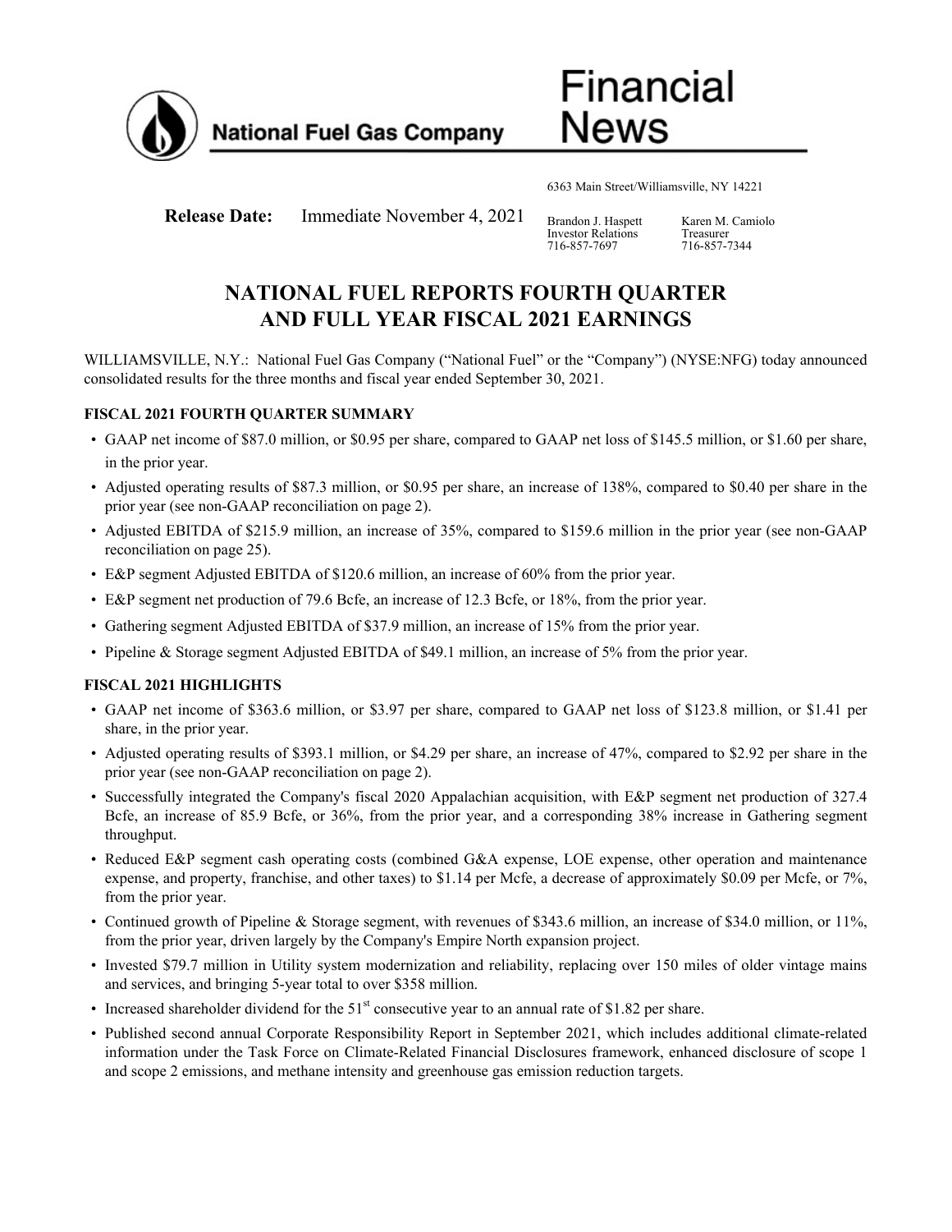# National Fuel Gas Company — Financial News

6363 Main Street/Williamsville, NY 14221

**Release Date:** Immediate November 4, 2021

Brandon J. Haspett
Investor Relations
716-857-7697

Karen M. Camiolo
Treasurer
716-857-7344

## NATIONAL FUEL REPORTS FOURTH QUARTER AND FULL YEAR FISCAL 2021 EARNINGS

WILLIAMSVILLE, N.Y.: National Fuel Gas Company ("National Fuel" or the "Company") (NYSE:NFG) today announced consolidated results for the three months and fiscal year ended September 30, 2021.

### FISCAL 2021 FOURTH QUARTER SUMMARY

- GAAP net income of $87.0 million, or $0.95 per share, compared to GAAP net loss of $145.5 million, or $1.60 per share, in the prior year.
- Adjusted operating results of $87.3 million, or $0.95 per share, an increase of 138%, compared to $0.40 per share in the prior year (see non-GAAP reconciliation on page 2).
- Adjusted EBITDA of $215.9 million, an increase of 35%, compared to $159.6 million in the prior year (see non-GAAP reconciliation on page 25).
- E&P segment Adjusted EBITDA of $120.6 million, an increase of 60% from the prior year.
- E&P segment net production of 79.6 Bcfe, an increase of 12.3 Bcfe, or 18%, from the prior year.
- Gathering segment Adjusted EBITDA of $37.9 million, an increase of 15% from the prior year.
- Pipeline & Storage segment Adjusted EBITDA of $49.1 million, an increase of 5% from the prior year.

### FISCAL 2021 HIGHLIGHTS

- GAAP net income of $363.6 million, or $3.97 per share, compared to GAAP net loss of $123.8 million, or $1.41 per share, in the prior year.
- Adjusted operating results of $393.1 million, or $4.29 per share, an increase of 47%, compared to $2.92 per share in the prior year (see non-GAAP reconciliation on page 2).
- Successfully integrated the Company's fiscal 2020 Appalachian acquisition, with E&P segment net production of 327.4 Bcfe, an increase of 85.9 Bcfe, or 36%, from the prior year, and a corresponding 38% increase in Gathering segment throughput.
- Reduced E&P segment cash operating costs (combined G&A expense, LOE expense, other operation and maintenance expense, and property, franchise, and other taxes) to $1.14 per Mcfe, a decrease of approximately $0.09 per Mcfe, or 7%, from the prior year.
- Continued growth of Pipeline & Storage segment, with revenues of $343.6 million, an increase of $34.0 million, or 11%, from the prior year, driven largely by the Company's Empire North expansion project.
- Invested $79.7 million in Utility system modernization and reliability, replacing over 150 miles of older vintage mains and services, and bringing 5-year total to over $358 million.
- Increased shareholder dividend for the 51st consecutive year to an annual rate of $1.82 per share.
- Published second annual Corporate Responsibility Report in September 2021, which includes additional climate-related information under the Task Force on Climate-Related Financial Disclosures framework, enhanced disclosure of scope 1 and scope 2 emissions, and methane intensity and greenhouse gas emission reduction targets.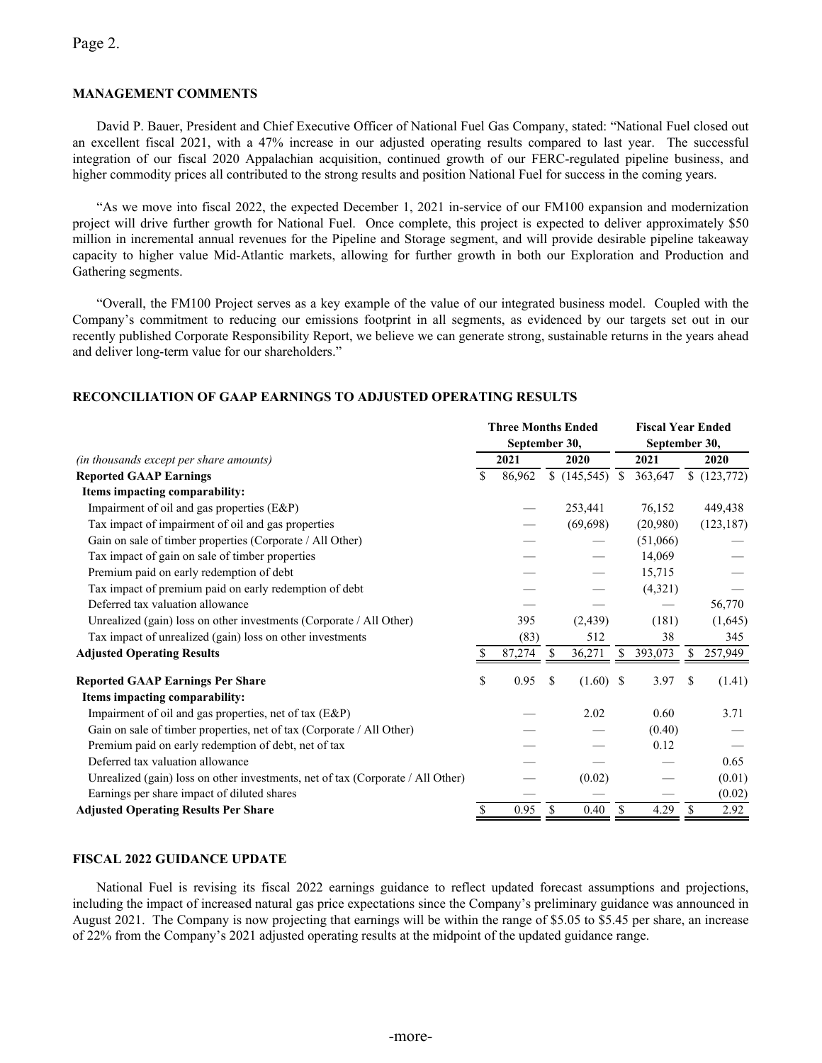## MANAGEMENT COMMENTS

David P. Bauer, President and Chief Executive Officer of National Fuel Gas Company, stated: "National Fuel closed out an excellent fiscal 2021, with a 47% increase in our adjusted operating results compared to last year. The successful integration of our fiscal 2020 Appalachian acquisition, continued growth of our FERC-regulated pipeline business, and higher commodity prices all contributed to the strong results and position National Fuel for success in the coming years.

"As we move into fiscal 2022, the expected December 1, 2021 in-service of our FM100 expansion and modernization project will drive further growth for National Fuel. Once complete, this project is expected to deliver approximately $50 million in incremental annual revenues for the Pipeline and Storage segment, and will provide desirable pipeline takeaway capacity to higher value Mid-Atlantic markets, allowing for further growth in both our Exploration and Production and Gathering segments.

"Overall, the FM100 Project serves as a key example of the value of our integrated business model. Coupled with the Company's commitment to reducing our emissions footprint in all segments, as evidenced by our targets set out in our recently published Corporate Responsibility Report, we believe we can generate strong, sustainable returns in the years ahead and deliver long-term value for our shareholders."

## RECONCILIATION OF GAAP EARNINGS TO ADJUSTED OPERATING RESULTS

| | Three Months Ended September 30, | | Fiscal Year Ended September 30, | |
|---|---|---|---|---|
| *(in thousands except per share amounts)* | 2021 | 2020 | 2021 | 2020 |
| **Reported GAAP Earnings** | $ 86,962 | $ (145,545) | $ 363,647 | $ (123,772) |
| **Items impacting comparability:** | | | | |
| Impairment of oil and gas properties (E&P) | — | 253,441 | 76,152 | 449,438 |
| Tax impact of impairment of oil and gas properties | — | (69,698) | (20,980) | (123,187) |
| Gain on sale of timber properties (Corporate / All Other) | — | — | (51,066) | — |
| Tax impact of gain on sale of timber properties | — | — | 14,069 | — |
| Premium paid on early redemption of debt | — | — | 15,715 | — |
| Tax impact of premium paid on early redemption of debt | — | — | (4,321) | — |
| Deferred tax valuation allowance | — | — | — | 56,770 |
| Unrealized (gain) loss on other investments (Corporate / All Other) | 395 | (2,439) | (181) | (1,645) |
| Tax impact of unrealized (gain) loss on other investments | (83) | 512 | 38 | 345 |
| **Adjusted Operating Results** | $ 87,274 | $ 36,271 | $ 393,073 | $ 257,949 |
| | | | | |
| **Reported GAAP Earnings Per Share** | $ 0.95 | $ (1.60) | $ 3.97 | $ (1.41) |
| **Items impacting comparability:** | | | | |
| Impairment of oil and gas properties, net of tax (E&P) | — | 2.02 | 0.60 | 3.71 |
| Gain on sale of timber properties, net of tax (Corporate / All Other) | — | — | (0.40) | — |
| Premium paid on early redemption of debt, net of tax | — | — | 0.12 | — |
| Deferred tax valuation allowance | — | — | — | 0.65 |
| Unrealized (gain) loss on other investments, net of tax (Corporate / All Other) | — | (0.02) | — | (0.01) |
| Earnings per share impact of diluted shares | — | — | — | (0.02) |
| **Adjusted Operating Results Per Share** | $ 0.95 | $ 0.40 | $ 4.29 | $ 2.92 |

## FISCAL 2022 GUIDANCE UPDATE

National Fuel is revising its fiscal 2022 earnings guidance to reflect updated forecast assumptions and projections, including the impact of increased natural gas price expectations since the Company's preliminary guidance was announced in August 2021. The Company is now projecting that earnings will be within the range of $5.05 to $5.45 per share, an increase of 22% from the Company's 2021 adjusted operating results at the midpoint of the updated guidance range.

-more-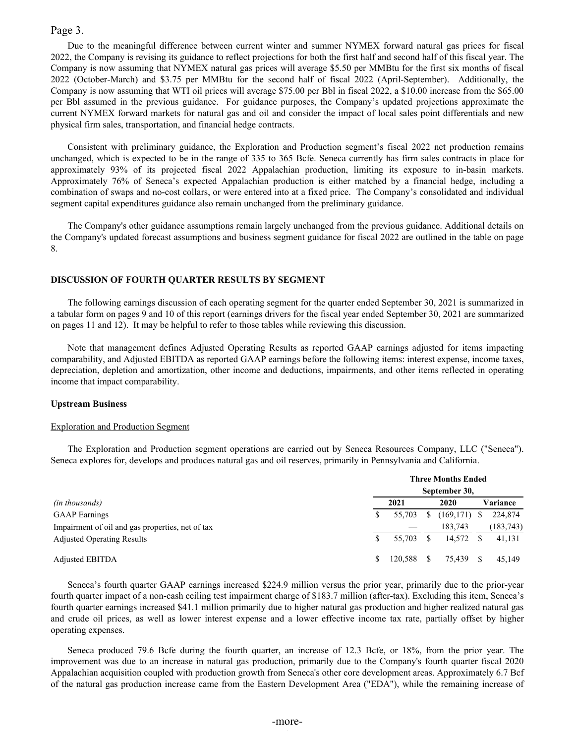Due to the meaningful difference between current winter and summer NYMEX forward natural gas prices for fiscal 2022, the Company is revising its guidance to reflect projections for both the first half and second half of this fiscal year. The Company is now assuming that NYMEX natural gas prices will average $5.50 per MMBtu for the first six months of fiscal 2022 (October-March) and $3.75 per MMBtu for the second half of fiscal 2022 (April-September). Additionally, the Company is now assuming that WTI oil prices will average $75.00 per Bbl in fiscal 2022, a $10.00 increase from the $65.00 per Bbl assumed in the previous guidance. For guidance purposes, the Company's updated projections approximate the current NYMEX forward markets for natural gas and oil and consider the impact of local sales point differentials and new physical firm sales, transportation, and financial hedge contracts.

Consistent with preliminary guidance, the Exploration and Production segment's fiscal 2022 net production remains unchanged, which is expected to be in the range of 335 to 365 Bcfe. Seneca currently has firm sales contracts in place for approximately 93% of its projected fiscal 2022 Appalachian production, limiting its exposure to in-basin markets. Approximately 76% of Seneca's expected Appalachian production is either matched by a financial hedge, including a combination of swaps and no-cost collars, or were entered into at a fixed price. The Company's consolidated and individual segment capital expenditures guidance also remain unchanged from the preliminary guidance.

The Company's other guidance assumptions remain largely unchanged from the previous guidance. Additional details on the Company's updated forecast assumptions and business segment guidance for fiscal 2022 are outlined in the table on page 8.

## DISCUSSION OF FOURTH QUARTER RESULTS BY SEGMENT

The following earnings discussion of each operating segment for the quarter ended September 30, 2021 is summarized in a tabular form on pages 9 and 10 of this report (earnings drivers for the fiscal year ended September 30, 2021 are summarized on pages 11 and 12). It may be helpful to refer to those tables while reviewing this discussion.

Note that management defines Adjusted Operating Results as reported GAAP earnings adjusted for items impacting comparability, and Adjusted EBITDA as reported GAAP earnings before the following items: interest expense, income taxes, depreciation, depletion and amortization, other income and deductions, impairments, and other items reflected in operating income that impact comparability.

### Upstream Business

Exploration and Production Segment

The Exploration and Production segment operations are carried out by Seneca Resources Company, LLC ("Seneca"). Seneca explores for, develops and produces natural gas and oil reserves, primarily in Pennsylvania and California.

| | Three Months Ended September 30, | | |
|---|---|---|---|
| *(in thousands)* | 2021 | 2020 | Variance |
| GAAP Earnings | $ 55,703 | $ (169,171) | $ 224,874 |
| Impairment of oil and gas properties, net of tax | — | 183,743 | (183,743) |
| Adjusted Operating Results | $ 55,703 | $ 14,572 | $ 41,131 |
| | | | |
| Adjusted EBITDA | $ 120,588 | $ 75,439 | $ 45,149 |

Seneca's fourth quarter GAAP earnings increased $224.9 million versus the prior year, primarily due to the prior-year fourth quarter impact of a non-cash ceiling test impairment charge of $183.7 million (after-tax). Excluding this item, Seneca's fourth quarter earnings increased $41.1 million primarily due to higher natural gas production and higher realized natural gas and crude oil prices, as well as lower interest expense and a lower effective income tax rate, partially offset by higher operating expenses.

Seneca produced 79.6 Bcfe during the fourth quarter, an increase of 12.3 Bcfe, or 18%, from the prior year. The improvement was due to an increase in natural gas production, primarily due to the Company's fourth quarter fiscal 2020 Appalachian acquisition coupled with production growth from Seneca's other core development areas. Approximately 6.7 Bcf of the natural gas production increase came from the Eastern Development Area ("EDA"), while the remaining increase of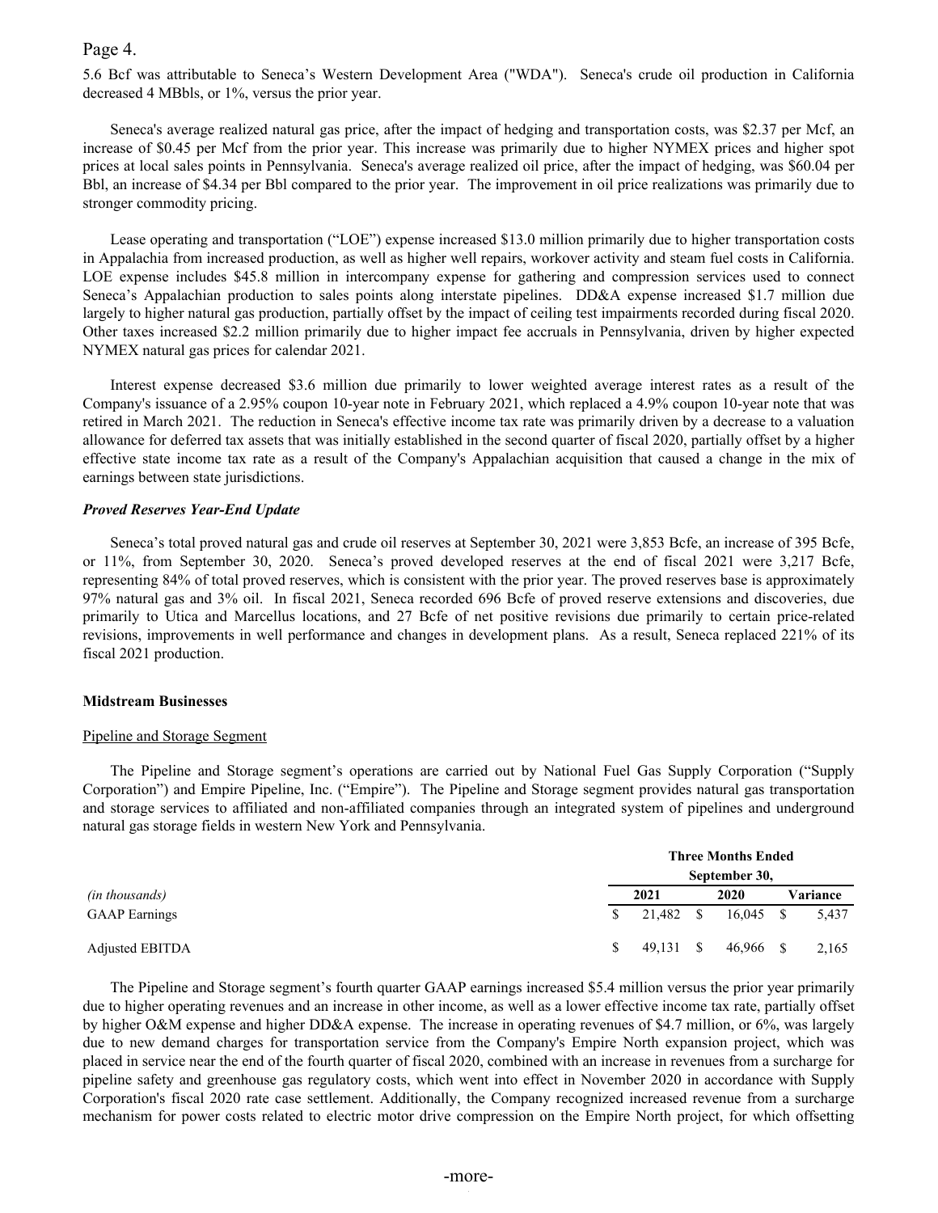5.6 Bcf was attributable to Seneca's Western Development Area ("WDA"). Seneca's crude oil production in California decreased 4 MBbls, or 1%, versus the prior year.

Seneca's average realized natural gas price, after the impact of hedging and transportation costs, was $2.37 per Mcf, an increase of $0.45 per Mcf from the prior year. This increase was primarily due to higher NYMEX prices and higher spot prices at local sales points in Pennsylvania. Seneca's average realized oil price, after the impact of hedging, was $60.04 per Bbl, an increase of $4.34 per Bbl compared to the prior year. The improvement in oil price realizations was primarily due to stronger commodity pricing.

Lease operating and transportation ("LOE") expense increased $13.0 million primarily due to higher transportation costs in Appalachia from increased production, as well as higher well repairs, workover activity and steam fuel costs in California. LOE expense includes $45.8 million in intercompany expense for gathering and compression services used to connect Seneca's Appalachian production to sales points along interstate pipelines. DD&A expense increased $1.7 million due largely to higher natural gas production, partially offset by the impact of ceiling test impairments recorded during fiscal 2020. Other taxes increased $2.2 million primarily due to higher impact fee accruals in Pennsylvania, driven by higher expected NYMEX natural gas prices for calendar 2021.

Interest expense decreased $3.6 million due primarily to lower weighted average interest rates as a result of the Company's issuance of a 2.95% coupon 10-year note in February 2021, which replaced a 4.9% coupon 10-year note that was retired in March 2021. The reduction in Seneca's effective income tax rate was primarily driven by a decrease to a valuation allowance for deferred tax assets that was initially established in the second quarter of fiscal 2020, partially offset by a higher effective state income tax rate as a result of the Company's Appalachian acquisition that caused a change in the mix of earnings between state jurisdictions.

***Proved Reserves Year-End Update***

Seneca's total proved natural gas and crude oil reserves at September 30, 2021 were 3,853 Bcfe, an increase of 395 Bcfe, or 11%, from September 30, 2020. Seneca's proved developed reserves at the end of fiscal 2021 were 3,217 Bcfe, representing 84% of total proved reserves, which is consistent with the prior year. The proved reserves base is approximately 97% natural gas and 3% oil. In fiscal 2021, Seneca recorded 696 Bcfe of proved reserve extensions and discoveries, due primarily to Utica and Marcellus locations, and 27 Bcfe of net positive revisions due primarily to certain price-related revisions, improvements in well performance and changes in development plans. As a result, Seneca replaced 221% of its fiscal 2021 production.

**Midstream Businesses**

Pipeline and Storage Segment

The Pipeline and Storage segment's operations are carried out by National Fuel Gas Supply Corporation ("Supply Corporation") and Empire Pipeline, Inc. ("Empire"). The Pipeline and Storage segment provides natural gas transportation and storage services to affiliated and non-affiliated companies through an integrated system of pipelines and underground natural gas storage fields in western New York and Pennsylvania.

| | Three Months Ended September 30, | | |
|---|---|---|---|
| *(in thousands)* | 2021 | 2020 | Variance |
| GAAP Earnings | $ 21,482 | $ 16,045 | $ 5,437 |
| Adjusted EBITDA | $ 49,131 | $ 46,966 | $ 2,165 |

The Pipeline and Storage segment's fourth quarter GAAP earnings increased $5.4 million versus the prior year primarily due to higher operating revenues and an increase in other income, as well as a lower effective income tax rate, partially offset by higher O&M expense and higher DD&A expense. The increase in operating revenues of $4.7 million, or 6%, was largely due to new demand charges for transportation service from the Company's Empire North expansion project, which was placed in service near the end of the fourth quarter of fiscal 2020, combined with an increase in revenues from a surcharge for pipeline safety and greenhouse gas regulatory costs, which went into effect in November 2020 in accordance with Supply Corporation's fiscal 2020 rate case settlement. Additionally, the Company recognized increased revenue from a surcharge mechanism for power costs related to electric motor drive compression on the Empire North project, for which offsetting

-more-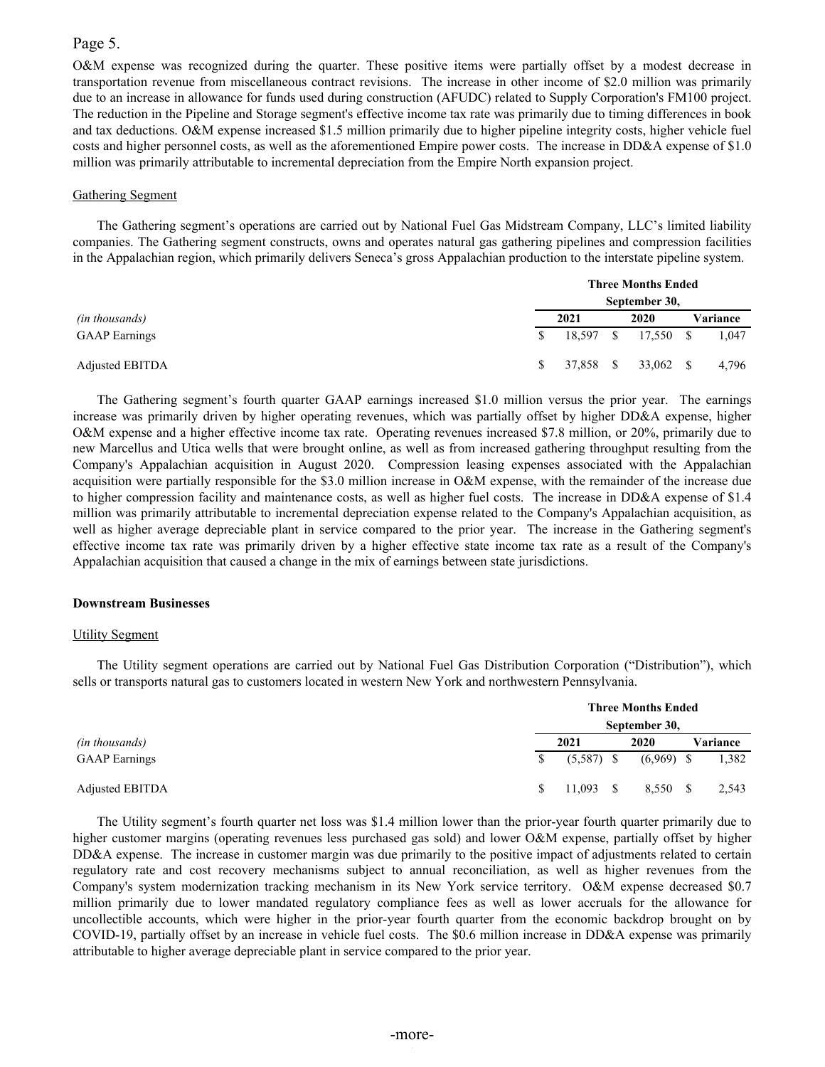O&M expense was recognized during the quarter. These positive items were partially offset by a modest decrease in transportation revenue from miscellaneous contract revisions. The increase in other income of $2.0 million was primarily due to an increase in allowance for funds used during construction (AFUDC) related to Supply Corporation's FM100 project. The reduction in the Pipeline and Storage segment's effective income tax rate was primarily due to timing differences in book and tax deductions. O&M expense increased $1.5 million primarily due to higher pipeline integrity costs, higher vehicle fuel costs and higher personnel costs, as well as the aforementioned Empire power costs. The increase in DD&A expense of $1.0 million was primarily attributable to incremental depreciation from the Empire North expansion project.

## Gathering Segment

The Gathering segment's operations are carried out by National Fuel Gas Midstream Company, LLC's limited liability companies. The Gathering segment constructs, owns and operates natural gas gathering pipelines and compression facilities in the Appalachian region, which primarily delivers Seneca's gross Appalachian production to the interstate pipeline system.

| | Three Months Ended September 30, | | |
|---|---|---|---|
| *(in thousands)* | 2021 | 2020 | Variance |
| GAAP Earnings | $ 18,597 | $ 17,550 | $ 1,047 |
| Adjusted EBITDA | $ 37,858 | $ 33,062 | $ 4,796 |

The Gathering segment's fourth quarter GAAP earnings increased $1.0 million versus the prior year. The earnings increase was primarily driven by higher operating revenues, which was partially offset by higher DD&A expense, higher O&M expense and a higher effective income tax rate. Operating revenues increased $7.8 million, or 20%, primarily due to new Marcellus and Utica wells that were brought online, as well as from increased gathering throughput resulting from the Company's Appalachian acquisition in August 2020. Compression leasing expenses associated with the Appalachian acquisition were partially responsible for the $3.0 million increase in O&M expense, with the remainder of the increase due to higher compression facility and maintenance costs, as well as higher fuel costs. The increase in DD&A expense of $1.4 million was primarily attributable to incremental depreciation expense related to the Company's Appalachian acquisition, as well as higher average depreciable plant in service compared to the prior year. The increase in the Gathering segment's effective income tax rate was primarily driven by a higher effective state income tax rate as a result of the Company's Appalachian acquisition that caused a change in the mix of earnings between state jurisdictions.

## Downstream Businesses

### Utility Segment

The Utility segment operations are carried out by National Fuel Gas Distribution Corporation ("Distribution"), which sells or transports natural gas to customers located in western New York and northwestern Pennsylvania.

| | Three Months Ended September 30, | | |
|---|---|---|---|
| *(in thousands)* | 2021 | 2020 | Variance |
| GAAP Earnings | $ (5,587) | $ (6,969) | $ 1,382 |
| Adjusted EBITDA | $ 11,093 | $ 8,550 | $ 2,543 |

The Utility segment's fourth quarter net loss was $1.4 million lower than the prior-year fourth quarter primarily due to higher customer margins (operating revenues less purchased gas sold) and lower O&M expense, partially offset by higher DD&A expense. The increase in customer margin was due primarily to the positive impact of adjustments related to certain regulatory rate and cost recovery mechanisms subject to annual reconciliation, as well as higher revenues from the Company's system modernization tracking mechanism in its New York service territory. O&M expense decreased $0.7 million primarily due to lower mandated regulatory compliance fees as well as lower accruals for the allowance for uncollectible accounts, which were higher in the prior-year fourth quarter from the economic backdrop brought on by COVID-19, partially offset by an increase in vehicle fuel costs. The $0.6 million increase in DD&A expense was primarily attributable to higher average depreciable plant in service compared to the prior year.

-more-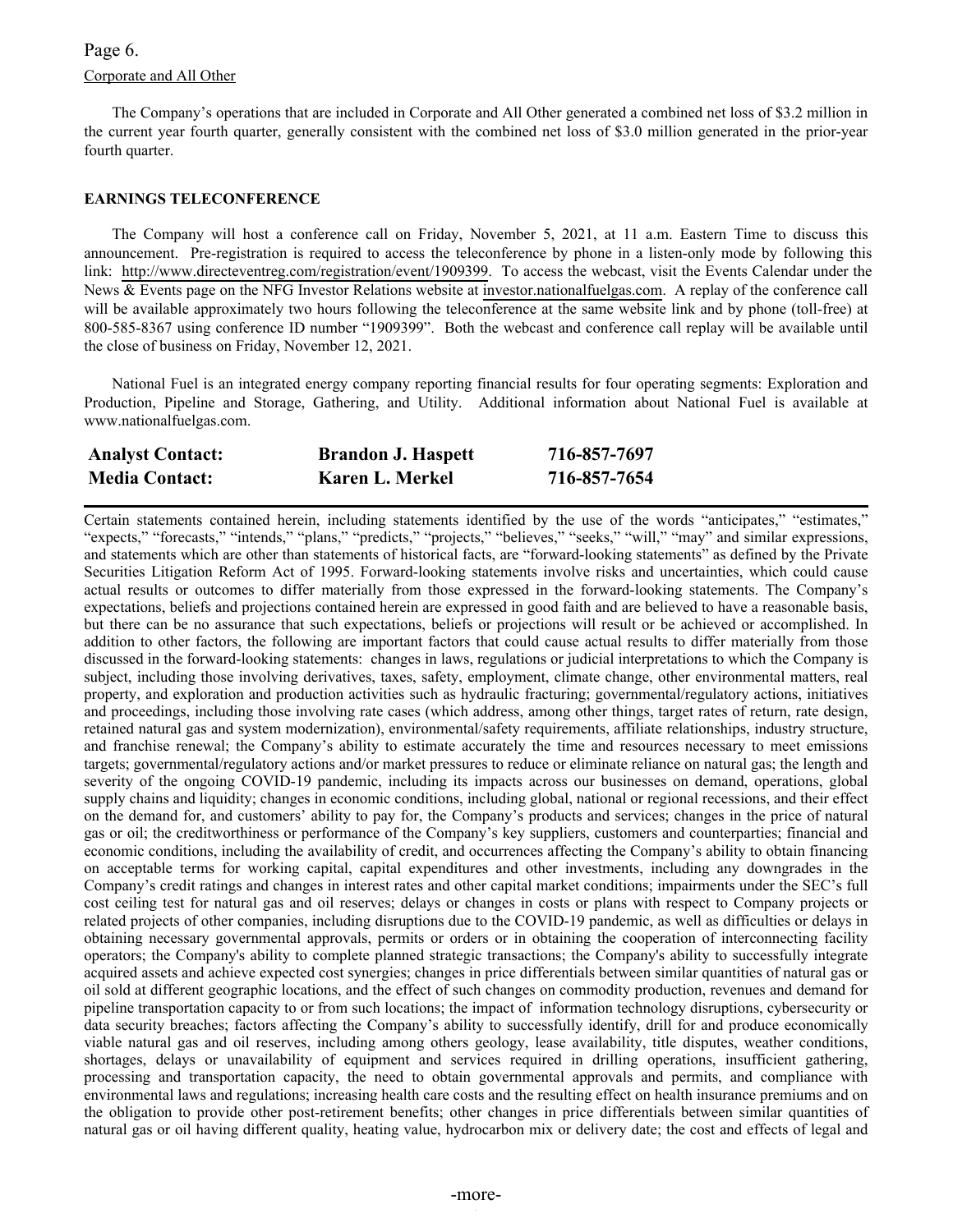Corporate and All Other

The Company's operations that are included in Corporate and All Other generated a combined net loss of $3.2 million in the current year fourth quarter, generally consistent with the combined net loss of $3.0 million generated in the prior-year fourth quarter.

**EARNINGS TELECONFERENCE**

The Company will host a conference call on Friday, November 5, 2021, at 11 a.m. Eastern Time to discuss this announcement. Pre-registration is required to access the teleconference by phone in a listen-only mode by following this link: http://www.directeventreg.com/registration/event/1909399. To access the webcast, visit the Events Calendar under the News & Events page on the NFG Investor Relations website at investor.nationalfuelgas.com. A replay of the conference call will be available approximately two hours following the teleconference at the same website link and by phone (toll-free) at 800-585-8367 using conference ID number "1909399". Both the webcast and conference call replay will be available until the close of business on Friday, November 12, 2021.

National Fuel is an integrated energy company reporting financial results for four operating segments: Exploration and Production, Pipeline and Storage, Gathering, and Utility. Additional information about National Fuel is available at www.nationalfuelgas.com.

| | | |
|---|---|---|
| **Analyst Contact:** | **Brandon J. Haspett** | **716-857-7697** |
| **Media Contact:** | **Karen L. Merkel** | **716-857-7654** |

Certain statements contained herein, including statements identified by the use of the words "anticipates," "estimates," "expects," "forecasts," "intends," "plans," "predicts," "projects," "believes," "seeks," "will," "may" and similar expressions, and statements which are other than statements of historical facts, are "forward-looking statements" as defined by the Private Securities Litigation Reform Act of 1995. Forward-looking statements involve risks and uncertainties, which could cause actual results or outcomes to differ materially from those expressed in the forward-looking statements. The Company's expectations, beliefs and projections contained herein are expressed in good faith and are believed to have a reasonable basis, but there can be no assurance that such expectations, beliefs or projections will result or be achieved or accomplished. In addition to other factors, the following are important factors that could cause actual results to differ materially from those discussed in the forward-looking statements: changes in laws, regulations or judicial interpretations to which the Company is subject, including those involving derivatives, taxes, safety, employment, climate change, other environmental matters, real property, and exploration and production activities such as hydraulic fracturing; governmental/regulatory actions, initiatives and proceedings, including those involving rate cases (which address, among other things, target rates of return, rate design, retained natural gas and system modernization), environmental/safety requirements, affiliate relationships, industry structure, and franchise renewal; the Company's ability to estimate accurately the time and resources necessary to meet emissions targets; governmental/regulatory actions and/or market pressures to reduce or eliminate reliance on natural gas; the length and severity of the ongoing COVID-19 pandemic, including its impacts across our businesses on demand, operations, global supply chains and liquidity; changes in economic conditions, including global, national or regional recessions, and their effect on the demand for, and customers' ability to pay for, the Company's products and services; changes in the price of natural gas or oil; the creditworthiness or performance of the Company's key suppliers, customers and counterparties; financial and economic conditions, including the availability of credit, and occurrences affecting the Company's ability to obtain financing on acceptable terms for working capital, capital expenditures and other investments, including any downgrades in the Company's credit ratings and changes in interest rates and other capital market conditions; impairments under the SEC's full cost ceiling test for natural gas and oil reserves; delays or changes in costs or plans with respect to Company projects or related projects of other companies, including disruptions due to the COVID-19 pandemic, as well as difficulties or delays in obtaining necessary governmental approvals, permits or orders or in obtaining the cooperation of interconnecting facility operators; the Company's ability to complete planned strategic transactions; the Company's ability to successfully integrate acquired assets and achieve expected cost synergies; changes in price differentials between similar quantities of natural gas or oil sold at different geographic locations, and the effect of such changes on commodity production, revenues and demand for pipeline transportation capacity to or from such locations; the impact of information technology disruptions, cybersecurity or data security breaches; factors affecting the Company's ability to successfully identify, drill for and produce economically viable natural gas and oil reserves, including among others geology, lease availability, title disputes, weather conditions, shortages, delays or unavailability of equipment and services required in drilling operations, insufficient gathering, processing and transportation capacity, the need to obtain governmental approvals and permits, and compliance with environmental laws and regulations; increasing health care costs and the resulting effect on health insurance premiums and on the obligation to provide other post-retirement benefits; other changes in price differentials between similar quantities of natural gas or oil having different quality, heating value, hydrocarbon mix or delivery date; the cost and effects of legal and

-more-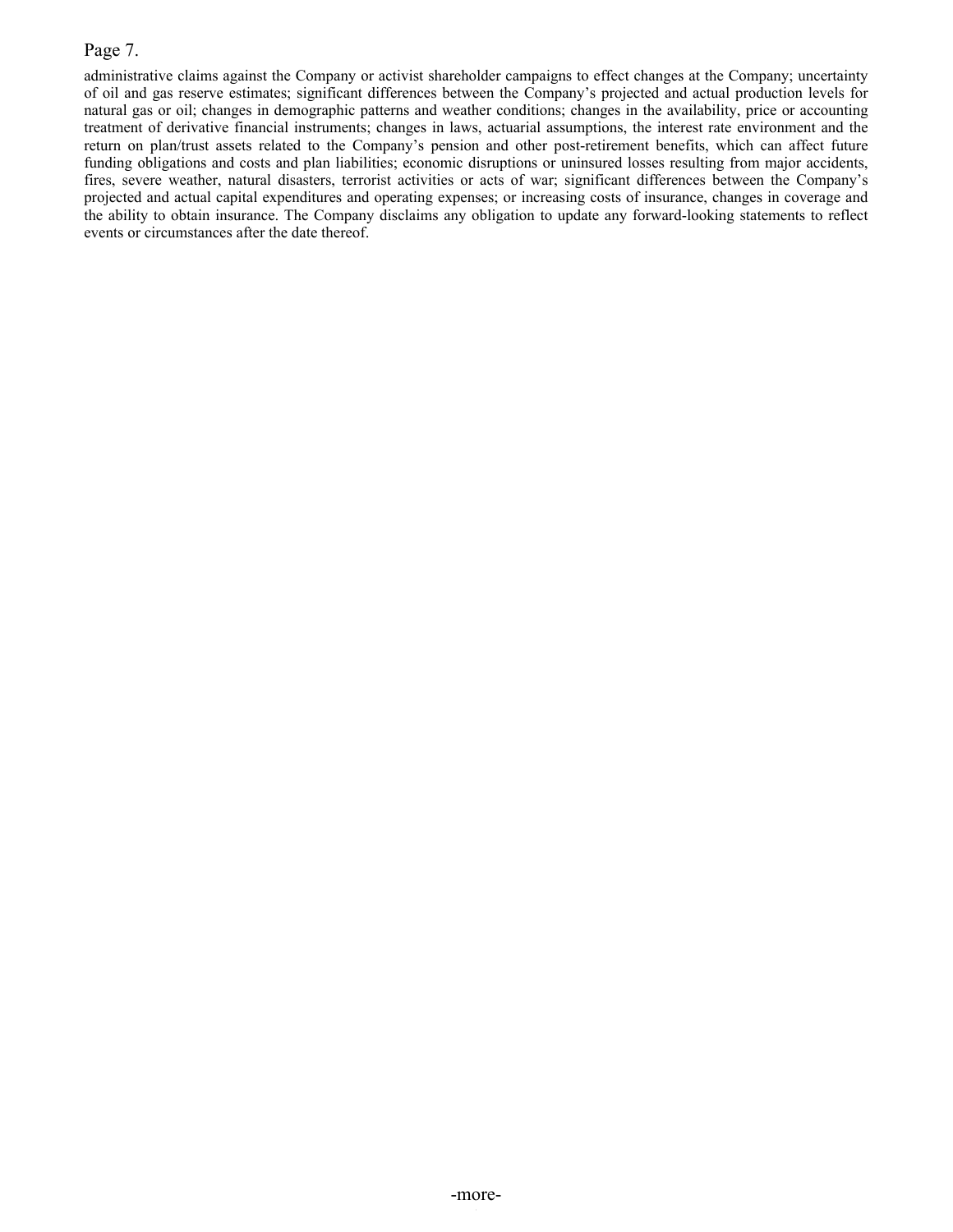administrative claims against the Company or activist shareholder campaigns to effect changes at the Company; uncertainty of oil and gas reserve estimates; significant differences between the Company's projected and actual production levels for natural gas or oil; changes in demographic patterns and weather conditions; changes in the availability, price or accounting treatment of derivative financial instruments; changes in laws, actuarial assumptions, the interest rate environment and the return on plan/trust assets related to the Company's pension and other post-retirement benefits, which can affect future funding obligations and costs and plan liabilities; economic disruptions or uninsured losses resulting from major accidents, fires, severe weather, natural disasters, terrorist activities or acts of war; significant differences between the Company's projected and actual capital expenditures and operating expenses; or increasing costs of insurance, changes in coverage and the ability to obtain insurance. The Company disclaims any obligation to update any forward-looking statements to reflect events or circumstances after the date thereof.

-more-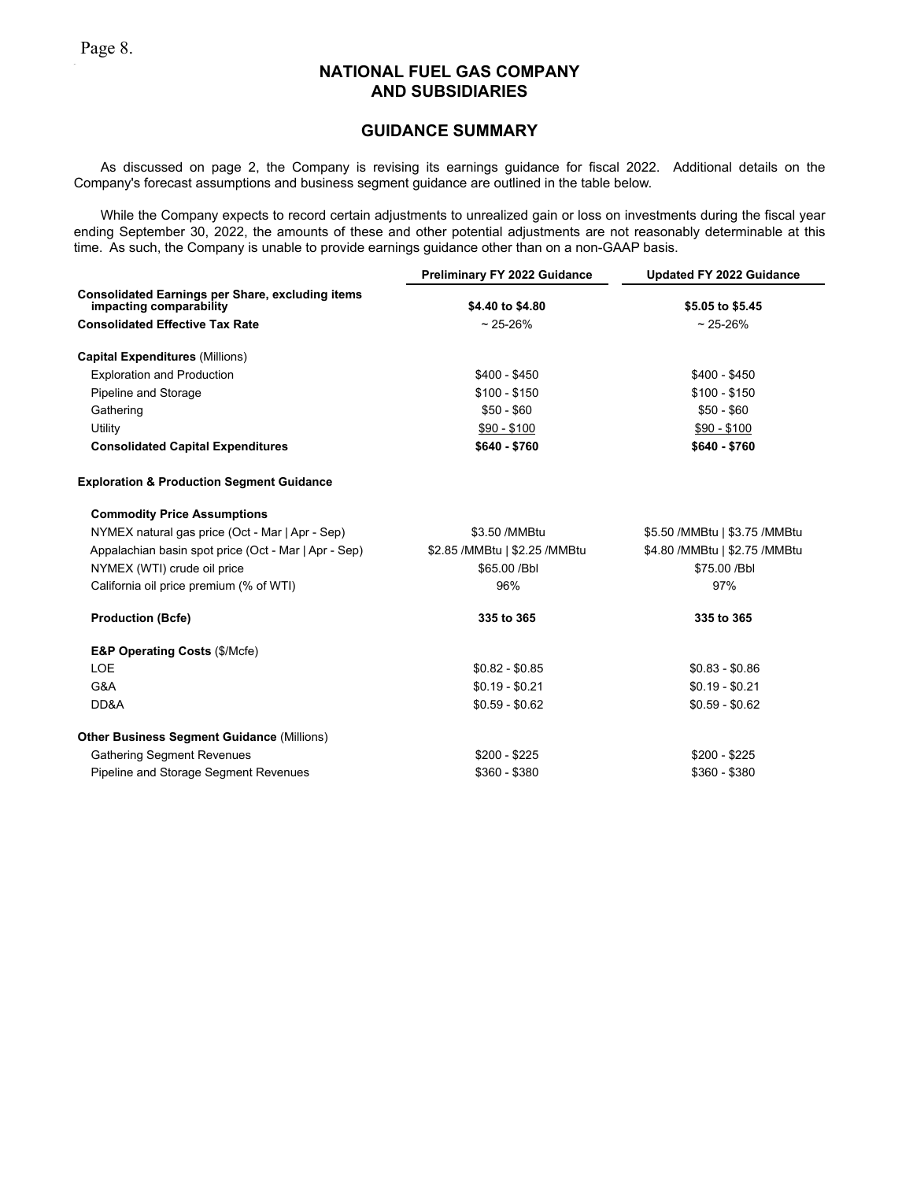# NATIONAL FUEL GAS COMPANY AND SUBSIDIARIES

## GUIDANCE SUMMARY

As discussed on page 2, the Company is revising its earnings guidance for fiscal 2022. Additional details on the Company's forecast assumptions and business segment guidance are outlined in the table below.

While the Company expects to record certain adjustments to unrealized gain or loss on investments during the fiscal year ending September 30, 2022, the amounts of these and other potential adjustments are not reasonably determinable at this time. As such, the Company is unable to provide earnings guidance other than on a non-GAAP basis.

| | Preliminary FY 2022 Guidance | Updated FY 2022 Guidance |
|---|---|---|
| **Consolidated Earnings per Share, excluding items impacting comparability** | **\$4.40 to \$4.80** | **\$5.05 to \$5.45** |
| **Consolidated Effective Tax Rate** | ~ 25-26% | ~ 25-26% |
| | | |
| **Capital Expenditures** (Millions) | | |
| Exploration and Production | \$400 - \$450 | \$400 - \$450 |
| Pipeline and Storage | \$100 - \$150 | \$100 - \$150 |
| Gathering | \$50 - \$60 | \$50 - \$60 |
| Utility | \$90 - \$100 | \$90 - \$100 |
| **Consolidated Capital Expenditures** | **\$640 - \$760** | **\$640 - \$760** |
| | | |
| **Exploration & Production Segment Guidance** | | |
| | | |
| **Commodity Price Assumptions** | | |
| NYMEX natural gas price (Oct - Mar \| Apr - Sep) | \$3.50 /MMBtu | \$5.50 /MMBtu \| \$3.75 /MMBtu |
| Appalachian basin spot price (Oct - Mar \| Apr - Sep) | \$2.85 /MMBtu \| \$2.25 /MMBtu | \$4.80 /MMBtu \| \$2.75 /MMBtu |
| NYMEX (WTI) crude oil price | \$65.00 /Bbl | \$75.00 /Bbl |
| California oil price premium (% of WTI) | 96% | 97% |
| | | |
| **Production (Bcfe)** | **335 to 365** | **335 to 365** |
| | | |
| **E&P Operating Costs** (\$/Mcfe) | | |
| LOE | \$0.82 - \$0.85 | \$0.83 - \$0.86 |
| G&A | \$0.19 - \$0.21 | \$0.19 - \$0.21 |
| DD&A | \$0.59 - \$0.62 | \$0.59 - \$0.62 |
| | | |
| **Other Business Segment Guidance** (Millions) | | |
| Gathering Segment Revenues | \$200 - \$225 | \$200 - \$225 |
| Pipeline and Storage Segment Revenues | \$360 - \$380 | \$360 - \$380 |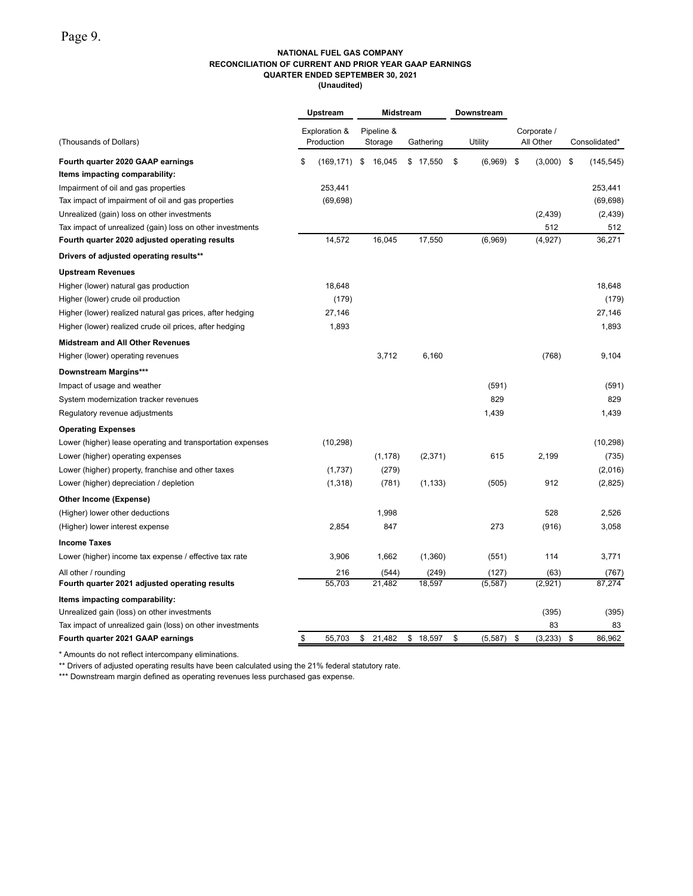**NATIONAL FUEL GAS COMPANY**
**RECONCILIATION OF CURRENT AND PRIOR YEAR GAAP EARNINGS**
**QUARTER ENDED SEPTEMBER 30, 2021**
**(Unaudited)**

| | Upstream | Midstream | | Downstream | | |
|---|---|---|---|---|---|---|
| (Thousands of Dollars) | Exploration & Production | Pipeline & Storage | Gathering | Utility | Corporate / All Other | Consolidated* |
| **Fourth quarter 2020 GAAP earnings** | $ (169,171) | $ 16,045 | $ 17,550 | $ (6,969) | $ (3,000) | $ (145,545) |
| **Items impacting comparability:** | | | | | | |
| Impairment of oil and gas properties | 253,441 | | | | | 253,441 |
| Tax impact of impairment of oil and gas properties | (69,698) | | | | | (69,698) |
| Unrealized (gain) loss on other investments | | | | | (2,439) | (2,439) |
| Tax impact of unrealized (gain) loss on other investments | | | | | 512 | 512 |
| **Fourth quarter 2020 adjusted operating results** | 14,572 | 16,045 | 17,550 | (6,969) | (4,927) | 36,271 |
| **Drivers of adjusted operating results**** | | | | | | |
| **Upstream Revenues** | | | | | | |
| Higher (lower) natural gas production | 18,648 | | | | | 18,648 |
| Higher (lower) crude oil production | (179) | | | | | (179) |
| Higher (lower) realized natural gas prices, after hedging | 27,146 | | | | | 27,146 |
| Higher (lower) realized crude oil prices, after hedging | 1,893 | | | | | 1,893 |
| **Midstream and All Other Revenues** | | | | | | |
| Higher (lower) operating revenues | | 3,712 | 6,160 | | (768) | 9,104 |
| **Downstream Margins***** | | | | | | |
| Impact of usage and weather | | | | (591) | | (591) |
| System modernization tracker revenues | | | | 829 | | 829 |
| Regulatory revenue adjustments | | | | 1,439 | | 1,439 |
| **Operating Expenses** | | | | | | |
| Lower (higher) lease operating and transportation expenses | (10,298) | | | | | (10,298) |
| Lower (higher) operating expenses | | (1,178) | (2,371) | 615 | 2,199 | (735) |
| Lower (higher) property, franchise and other taxes | (1,737) | (279) | | | | (2,016) |
| Lower (higher) depreciation / depletion | (1,318) | (781) | (1,133) | (505) | 912 | (2,825) |
| **Other Income (Expense)** | | | | | | |
| (Higher) lower other deductions | | 1,998 | | | 528 | 2,526 |
| (Higher) lower interest expense | 2,854 | 847 | | 273 | (916) | 3,058 |
| **Income Taxes** | | | | | | |
| Lower (higher) income tax expense / effective tax rate | 3,906 | 1,662 | (1,360) | (551) | 114 | 3,771 |
| All other / rounding | 216 | (544) | (249) | (127) | (63) | (767) |
| **Fourth quarter 2021 adjusted operating results** | 55,703 | 21,482 | 18,597 | (5,587) | (2,921) | 87,274 |
| **Items impacting comparability:** | | | | | | |
| Unrealized gain (loss) on other investments | | | | | (395) | (395) |
| Tax impact of unrealized gain (loss) on other investments | | | | | 83 | 83 |
| **Fourth quarter 2021 GAAP earnings** | $ 55,703 | $ 21,482 | $ 18,597 | $ (5,587) | $ (3,233) | $ 86,962 |

* Amounts do not reflect intercompany eliminations.

** Drivers of adjusted operating results have been calculated using the 21% federal statutory rate.

*** Downstream margin defined as operating revenues less purchased gas expense.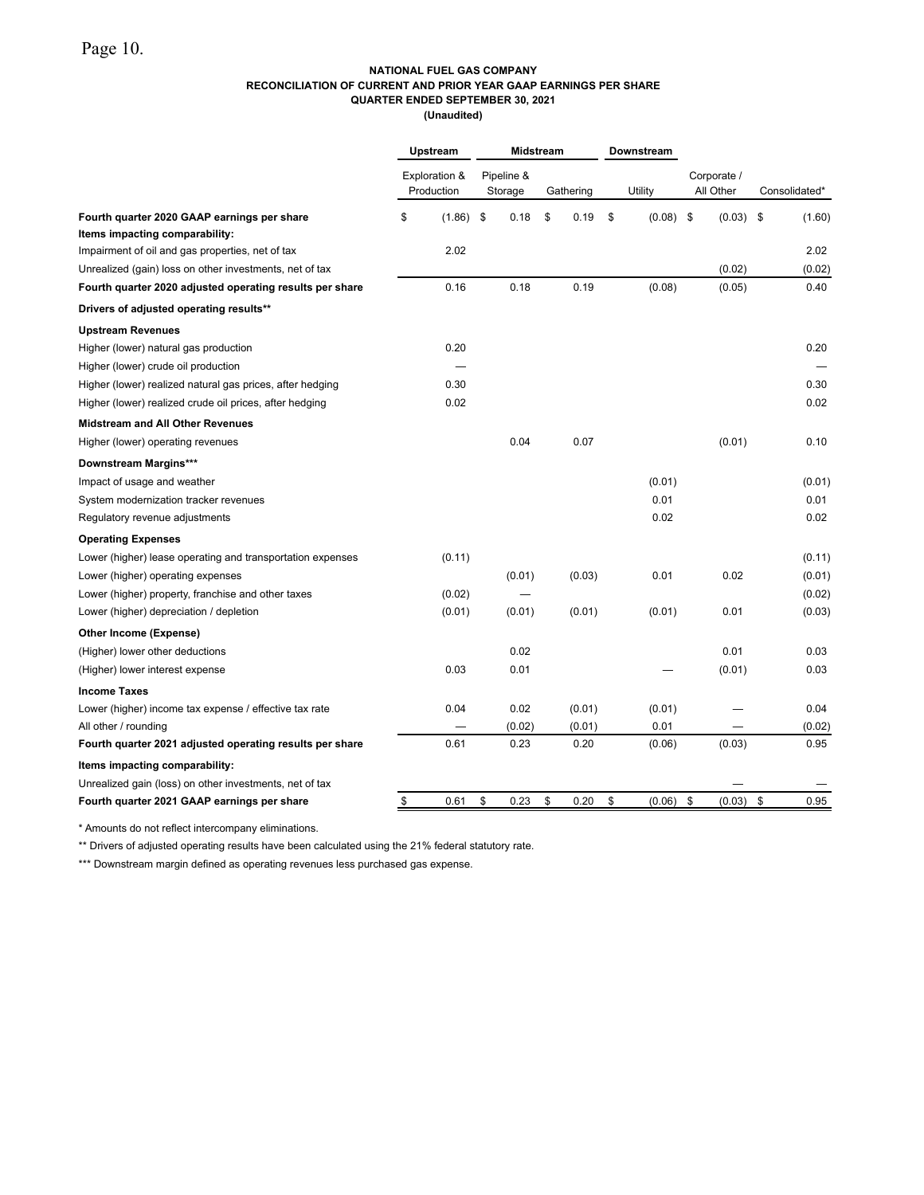**NATIONAL FUEL GAS COMPANY**
**RECONCILIATION OF CURRENT AND PRIOR YEAR GAAP EARNINGS PER SHARE**
**QUARTER ENDED SEPTEMBER 30, 2021**
**(Unaudited)**

| | Upstream | Midstream | | Downstream | | |
|---|---|---|---|---|---|---|
| | Exploration & Production | Pipeline & Storage | Gathering | Utility | Corporate / All Other | Consolidated* |
| **Fourth quarter 2020 GAAP earnings per share** | $ (1.86) | $ 0.18 | $ 0.19 | $ (0.08) | $ (0.03) | $ (1.60) |
| **Items impacting comparability:** | | | | | | |
| Impairment of oil and gas properties, net of tax | 2.02 | | | | | 2.02 |
| Unrealized (gain) loss on other investments, net of tax | | | | | (0.02) | (0.02) |
| **Fourth quarter 2020 adjusted operating results per share** | 0.16 | 0.18 | 0.19 | (0.08) | (0.05) | 0.40 |
| **Drivers of adjusted operating results**** | | | | | | |
| **Upstream Revenues** | | | | | | |
| Higher (lower) natural gas production | 0.20 | | | | | 0.20 |
| Higher (lower) crude oil production | — | | | | | — |
| Higher (lower) realized natural gas prices, after hedging | 0.30 | | | | | 0.30 |
| Higher (lower) realized crude oil prices, after hedging | 0.02 | | | | | 0.02 |
| **Midstream and All Other Revenues** | | | | | | |
| Higher (lower) operating revenues | | 0.04 | 0.07 | | (0.01) | 0.10 |
| **Downstream Margins***** | | | | | | |
| Impact of usage and weather | | | | (0.01) | | (0.01) |
| System modernization tracker revenues | | | | 0.01 | | 0.01 |
| Regulatory revenue adjustments | | | | 0.02 | | 0.02 |
| **Operating Expenses** | | | | | | |
| Lower (higher) lease operating and transportation expenses | (0.11) | | | | | (0.11) |
| Lower (higher) operating expenses | | (0.01) | (0.03) | 0.01 | 0.02 | (0.01) |
| Lower (higher) property, franchise and other taxes | (0.02) | — | | | | (0.02) |
| Lower (higher) depreciation / depletion | (0.01) | (0.01) | (0.01) | (0.01) | 0.01 | (0.03) |
| **Other Income (Expense)** | | | | | | |
| (Higher) lower other deductions | | 0.02 | | | 0.01 | 0.03 |
| (Higher) lower interest expense | 0.03 | 0.01 | | — | (0.01) | 0.03 |
| **Income Taxes** | | | | | | |
| Lower (higher) income tax expense / effective tax rate | 0.04 | 0.02 | (0.01) | (0.01) | — | 0.04 |
| All other / rounding | — | (0.02) | (0.01) | 0.01 | — | (0.02) |
| **Fourth quarter 2021 adjusted operating results per share** | 0.61 | 0.23 | 0.20 | (0.06) | (0.03) | 0.95 |
| **Items impacting comparability:** | | | | | | |
| Unrealized gain (loss) on other investments, net of tax | | | | | — | — |
| **Fourth quarter 2021 GAAP earnings per share** | $ 0.61 | $ 0.23 | $ 0.20 | $ (0.06) | $ (0.03) | $ 0.95 |

* Amounts do not reflect intercompany eliminations.

** Drivers of adjusted operating results have been calculated using the 21% federal statutory rate.

*** Downstream margin defined as operating revenues less purchased gas expense.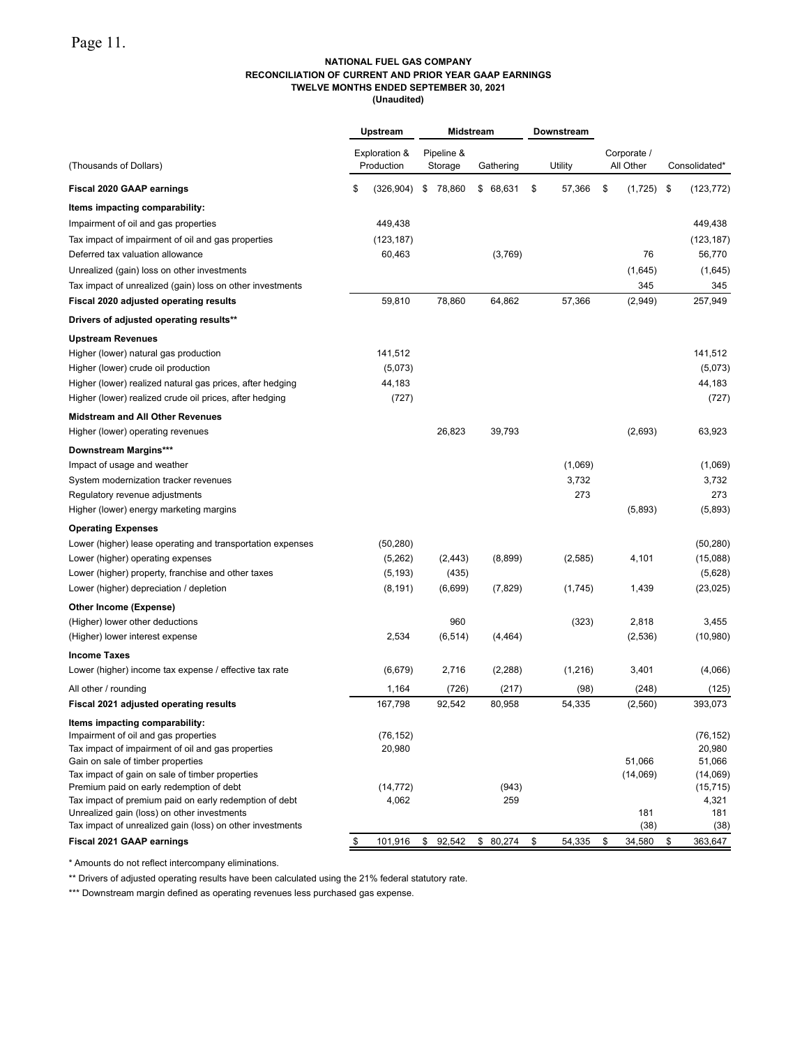**NATIONAL FUEL GAS COMPANY**
**RECONCILIATION OF CURRENT AND PRIOR YEAR GAAP EARNINGS**
**TWELVE MONTHS ENDED SEPTEMBER 30, 2021**
**(Unaudited)**

| | Upstream | Midstream | | Downstream | | |
|---|---|---|---|---|---|---|
| (Thousands of Dollars) | Exploration & Production | Pipeline & Storage | Gathering | Utility | Corporate / All Other | Consolidated* |
| **Fiscal 2020 GAAP earnings** | $ (326,904) | $ 78,860 | $ 68,631 | $ 57,366 | $ (1,725) | $ (123,772) |
| **Items impacting comparability:** | | | | | | |
| Impairment of oil and gas properties | 449,438 | | | | | 449,438 |
| Tax impact of impairment of oil and gas properties | (123,187) | | | | | (123,187) |
| Deferred tax valuation allowance | 60,463 | | (3,769) | | 76 | 56,770 |
| Unrealized (gain) loss on other investments | | | | | (1,645) | (1,645) |
| Tax impact of unrealized (gain) loss on other investments | | | | | 345 | 345 |
| **Fiscal 2020 adjusted operating results** | 59,810 | 78,860 | 64,862 | 57,366 | (2,949) | 257,949 |
| **Drivers of adjusted operating results**** | | | | | | |
| **Upstream Revenues** | | | | | | |
| Higher (lower) natural gas production | 141,512 | | | | | 141,512 |
| Higher (lower) crude oil production | (5,073) | | | | | (5,073) |
| Higher (lower) realized natural gas prices, after hedging | 44,183 | | | | | 44,183 |
| Higher (lower) realized crude oil prices, after hedging | (727) | | | | | (727) |
| **Midstream and All Other Revenues** | | | | | | |
| Higher (lower) operating revenues | | 26,823 | 39,793 | | (2,693) | 63,923 |
| **Downstream Margins***** | | | | | | |
| Impact of usage and weather | | | | (1,069) | | (1,069) |
| System modernization tracker revenues | | | | 3,732 | | 3,732 |
| Regulatory revenue adjustments | | | | 273 | | 273 |
| Higher (lower) energy marketing margins | | | | | (5,893) | (5,893) |
| **Operating Expenses** | | | | | | |
| Lower (higher) lease operating and transportation expenses | (50,280) | | | | | (50,280) |
| Lower (higher) operating expenses | (5,262) | (2,443) | (8,899) | (2,585) | 4,101 | (15,088) |
| Lower (higher) property, franchise and other taxes | (5,193) | (435) | | | | (5,628) |
| Lower (higher) depreciation / depletion | (8,191) | (6,699) | (7,829) | (1,745) | 1,439 | (23,025) |
| **Other Income (Expense)** | | | | | | |
| (Higher) lower other deductions | | 960 | | (323) | 2,818 | 3,455 |
| (Higher) lower interest expense | 2,534 | (6,514) | (4,464) | | (2,536) | (10,980) |
| **Income Taxes** | | | | | | |
| Lower (higher) income tax expense / effective tax rate | (6,679) | 2,716 | (2,288) | (1,216) | 3,401 | (4,066) |
| All other / rounding | 1,164 | (726) | (217) | (98) | (248) | (125) |
| **Fiscal 2021 adjusted operating results** | 167,798 | 92,542 | 80,958 | 54,335 | (2,560) | 393,073 |
| **Items impacting comparability:** | | | | | | |
| Impairment of oil and gas properties | (76,152) | | | | | (76,152) |
| Tax impact of impairment of oil and gas properties | 20,980 | | | | | 20,980 |
| Gain on sale of timber properties | | | | | 51,066 | 51,066 |
| Tax impact of gain on sale of timber properties | | | | | (14,069) | (14,069) |
| Premium paid on early redemption of debt | (14,772) | | (943) | | | (15,715) |
| Tax impact of premium paid on early redemption of debt | 4,062 | | 259 | | | 4,321 |
| Unrealized gain (loss) on other investments | | | | | 181 | 181 |
| Tax impact of unrealized gain (loss) on other investments | | | | | (38) | (38) |
| **Fiscal 2021 GAAP earnings** | $ 101,916 | $ 92,542 | $ 80,274 | $ 54,335 | $ 34,580 | $ 363,647 |

\* Amounts do not reflect intercompany eliminations.

** Drivers of adjusted operating results have been calculated using the 21% federal statutory rate.

*** Downstream margin defined as operating revenues less purchased gas expense.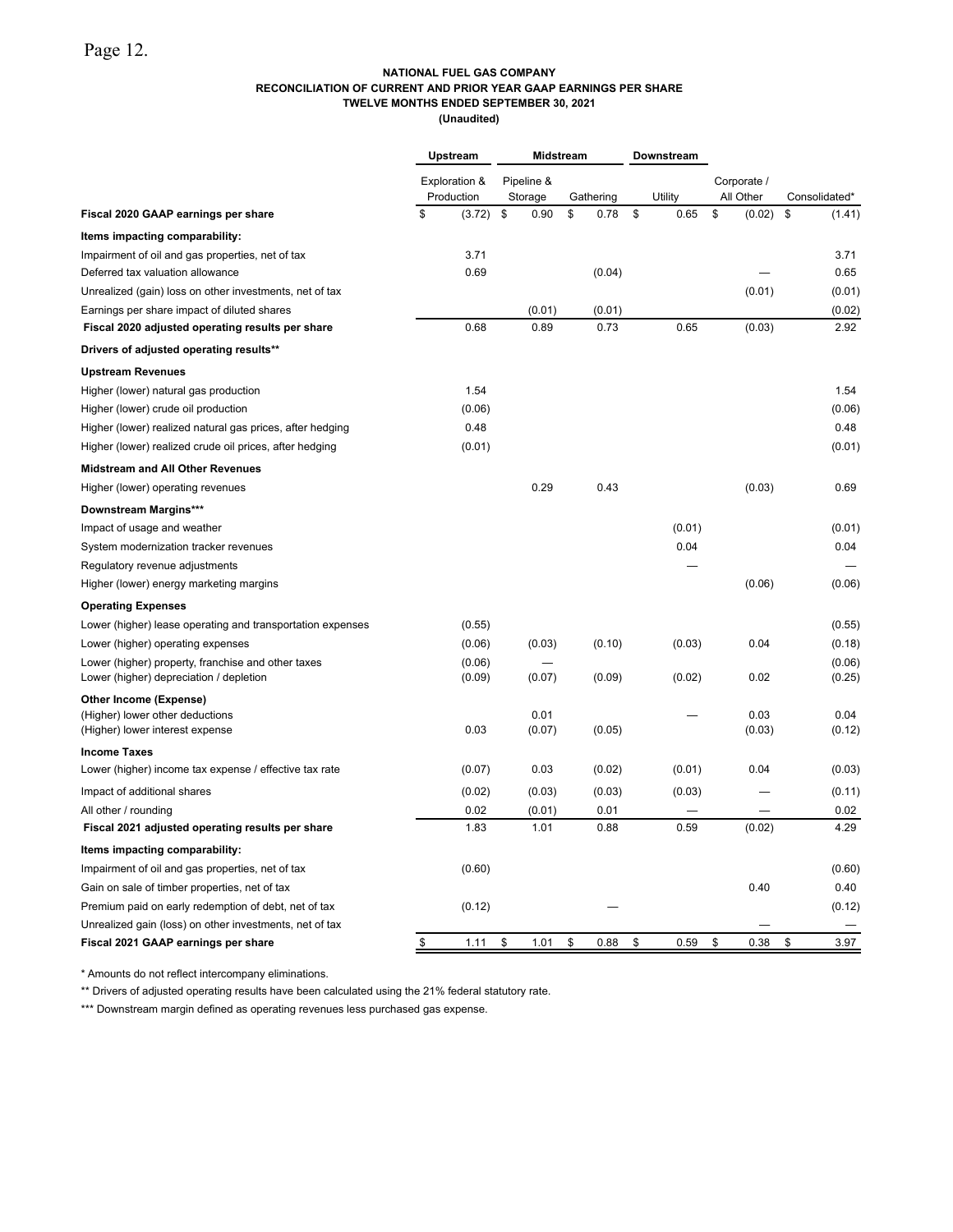**NATIONAL FUEL GAS COMPANY**
**RECONCILIATION OF CURRENT AND PRIOR YEAR GAAP EARNINGS PER SHARE**
**TWELVE MONTHS ENDED SEPTEMBER 30, 2021**
**(Unaudited)**

| | Upstream | Midstream | | Downstream | | |
|---|---|---|---|---|---|---|
| | Exploration & Production | Pipeline & Storage | Gathering | Utility | Corporate / All Other | Consolidated* |
| **Fiscal 2020 GAAP earnings per share** | $ (3.72) | $ 0.90 | $ 0.78 | $ 0.65 | $ (0.02) | $ (1.41) |
| **Items impacting comparability:** | | | | | | |
| Impairment of oil and gas properties, net of tax | 3.71 | | | | | 3.71 |
| Deferred tax valuation allowance | 0.69 | | (0.04) | | — | 0.65 |
| Unrealized (gain) loss on other investments, net of tax | | | | | (0.01) | (0.01) |
| Earnings per share impact of diluted shares | | (0.01) | (0.01) | | | (0.02) |
| **Fiscal 2020 adjusted operating results per share** | 0.68 | 0.89 | 0.73 | 0.65 | (0.03) | 2.92 |
| **Drivers of adjusted operating results**** | | | | | | |
| **Upstream Revenues** | | | | | | |
| Higher (lower) natural gas production | 1.54 | | | | | 1.54 |
| Higher (lower) crude oil production | (0.06) | | | | | (0.06) |
| Higher (lower) realized natural gas prices, after hedging | 0.48 | | | | | 0.48 |
| Higher (lower) realized crude oil prices, after hedging | (0.01) | | | | | (0.01) |
| **Midstream and All Other Revenues** | | | | | | |
| Higher (lower) operating revenues | | 0.29 | 0.43 | | (0.03) | 0.69 |
| **Downstream Margins***** | | | | | | |
| Impact of usage and weather | | | | (0.01) | | (0.01) |
| System modernization tracker revenues | | | | 0.04 | | 0.04 |
| Regulatory revenue adjustments | | | | — | | — |
| Higher (lower) energy marketing margins | | | | | (0.06) | (0.06) |
| **Operating Expenses** | | | | | | |
| Lower (higher) lease operating and transportation expenses | (0.55) | | | | | (0.55) |
| Lower (higher) operating expenses | (0.06) | (0.03) | (0.10) | (0.03) | 0.04 | (0.18) |
| Lower (higher) property, franchise and other taxes | (0.06) | — | | | | (0.06) |
| Lower (higher) depreciation / depletion | (0.09) | (0.07) | (0.09) | (0.02) | 0.02 | (0.25) |
| **Other Income (Expense)** | | | | | | |
| (Higher) lower other deductions | | 0.01 | | — | 0.03 | 0.04 |
| (Higher) lower interest expense | 0.03 | (0.07) | (0.05) | | (0.03) | (0.12) |
| **Income Taxes** | | | | | | |
| Lower (higher) income tax expense / effective tax rate | (0.07) | 0.03 | (0.02) | (0.01) | 0.04 | (0.03) |
| Impact of additional shares | (0.02) | (0.03) | (0.03) | (0.03) | — | (0.11) |
| All other / rounding | 0.02 | (0.01) | 0.01 | — | — | 0.02 |
| **Fiscal 2021 adjusted operating results per share** | 1.83 | 1.01 | 0.88 | 0.59 | (0.02) | 4.29 |
| **Items impacting comparability:** | | | | | | |
| Impairment of oil and gas properties, net of tax | (0.60) | | | | | (0.60) |
| Gain on sale of timber properties, net of tax | | | | | 0.40 | 0.40 |
| Premium paid on early redemption of debt, net of tax | (0.12) | | — | | | (0.12) |
| Unrealized gain (loss) on other investments, net of tax | | | | | — | — |
| **Fiscal 2021 GAAP earnings per share** | $ 1.11 | $ 1.01 | $ 0.88 | $ 0.59 | $ 0.38 | $ 3.97 |

\* Amounts do not reflect intercompany eliminations.

** Drivers of adjusted operating results have been calculated using the 21% federal statutory rate.

*** Downstream margin defined as operating revenues less purchased gas expense.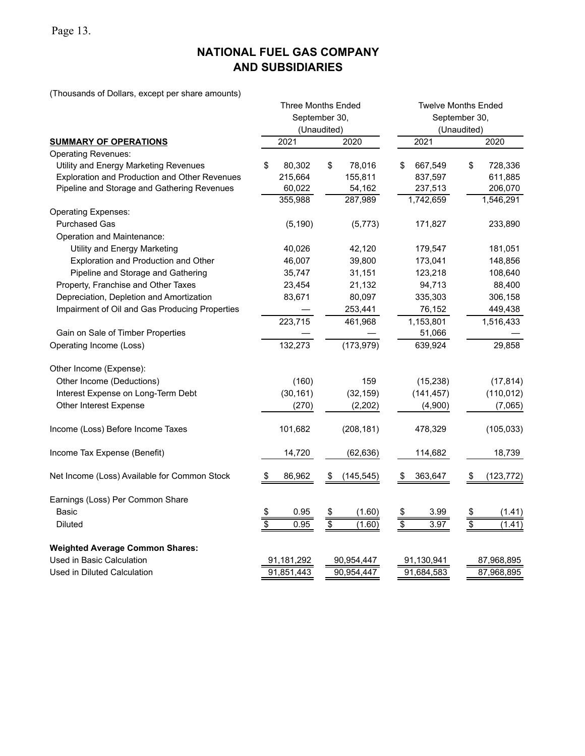# NATIONAL FUEL GAS COMPANY AND SUBSIDIARIES

(Thousands of Dollars, except per share amounts)

| | Three Months Ended September 30, (Unaudited) | | Twelve Months Ended September 30, (Unaudited) | |
|---|---|---|---|---|
| **SUMMARY OF OPERATIONS** | 2021 | 2020 | 2021 | 2020 |
| Operating Revenues: | | | | |
| Utility and Energy Marketing Revenues | $ 80,302 | $ 78,016 | $ 667,549 | $ 728,336 |
| Exploration and Production and Other Revenues | 215,664 | 155,811 | 837,597 | 611,885 |
| Pipeline and Storage and Gathering Revenues | 60,022 | 54,162 | 237,513 | 206,070 |
| | 355,988 | 287,989 | 1,742,659 | 1,546,291 |
| Operating Expenses: | | | | |
| Purchased Gas | (5,190) | (5,773) | 171,827 | 233,890 |
| Operation and Maintenance: | | | | |
| Utility and Energy Marketing | 40,026 | 42,120 | 179,547 | 181,051 |
| Exploration and Production and Other | 46,007 | 39,800 | 173,041 | 148,856 |
| Pipeline and Storage and Gathering | 35,747 | 31,151 | 123,218 | 108,640 |
| Property, Franchise and Other Taxes | 23,454 | 21,132 | 94,713 | 88,400 |
| Depreciation, Depletion and Amortization | 83,671 | 80,097 | 335,303 | 306,158 |
| Impairment of Oil and Gas Producing Properties | — | 253,441 | 76,152 | 449,438 |
| | 223,715 | 461,968 | 1,153,801 | 1,516,433 |
| Gain on Sale of Timber Properties | — | — | 51,066 | — |
| Operating Income (Loss) | 132,273 | (173,979) | 639,924 | 29,858 |
| Other Income (Expense): | | | | |
| Other Income (Deductions) | (160) | 159 | (15,238) | (17,814) |
| Interest Expense on Long-Term Debt | (30,161) | (32,159) | (141,457) | (110,012) |
| Other Interest Expense | (270) | (2,202) | (4,900) | (7,065) |
| Income (Loss) Before Income Taxes | 101,682 | (208,181) | 478,329 | (105,033) |
| Income Tax Expense (Benefit) | 14,720 | (62,636) | 114,682 | 18,739 |
| Net Income (Loss) Available for Common Stock | $ 86,962 | $ (145,545) | $ 363,647 | $ (123,772) |
| Earnings (Loss) Per Common Share | | | | |
| Basic | $ 0.95 | $ (1.60) | $ 3.99 | $ (1.41) |
| Diluted | $ 0.95 | $ (1.60) | $ 3.97 | $ (1.41) |
| **Weighted Average Common Shares:** | | | | |
| Used in Basic Calculation | 91,181,292 | 90,954,447 | 91,130,941 | 87,968,895 |
| Used in Diluted Calculation | 91,851,443 | 90,954,447 | 91,684,583 | 87,968,895 |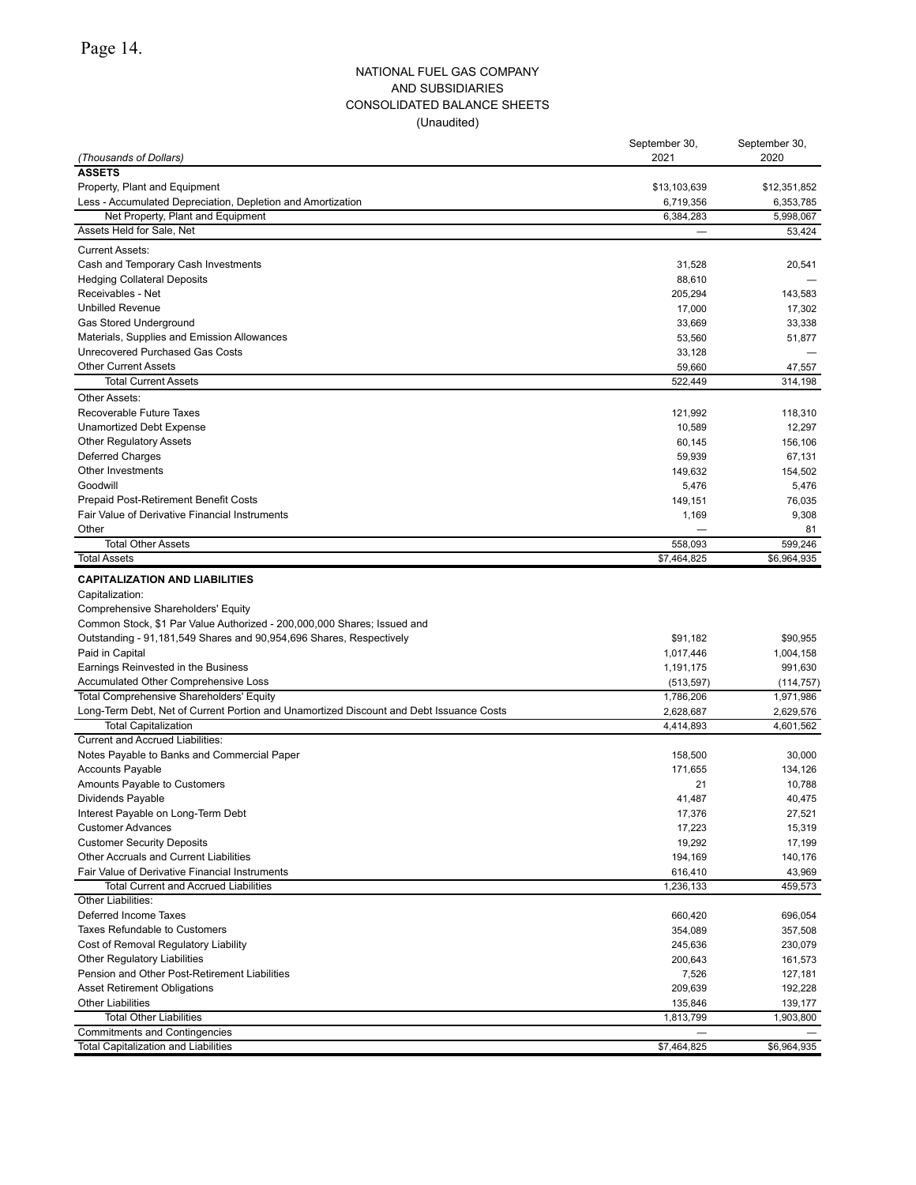NATIONAL FUEL GAS COMPANY
AND SUBSIDIARIES
CONSOLIDATED BALANCE SHEETS
(Unaudited)

| *(Thousands of Dollars)* | September 30, 2021 | September 30, 2020 |
|---|---|---|
| **ASSETS** | | |
| Property, Plant and Equipment | $13,103,639 | $12,351,852 |
| Less - Accumulated Depreciation, Depletion and Amortization | 6,719,356 | 6,353,785 |
| Net Property, Plant and Equipment | 6,384,283 | 5,998,067 |
| Assets Held for Sale, Net | — | 53,424 |
| Current Assets: | | |
| Cash and Temporary Cash Investments | 31,528 | 20,541 |
| Hedging Collateral Deposits | 88,610 | — |
| Receivables - Net | 205,294 | 143,583 |
| Unbilled Revenue | 17,000 | 17,302 |
| Gas Stored Underground | 33,669 | 33,338 |
| Materials, Supplies and Emission Allowances | 53,560 | 51,877 |
| Unrecovered Purchased Gas Costs | 33,128 | — |
| Other Current Assets | 59,660 | 47,557 |
| Total Current Assets | 522,449 | 314,198 |
| Other Assets: | | |
| Recoverable Future Taxes | 121,992 | 118,310 |
| Unamortized Debt Expense | 10,589 | 12,297 |
| Other Regulatory Assets | 60,145 | 156,106 |
| Deferred Charges | 59,939 | 67,131 |
| Other Investments | 149,632 | 154,502 |
| Goodwill | 5,476 | 5,476 |
| Prepaid Post-Retirement Benefit Costs | 149,151 | 76,035 |
| Fair Value of Derivative Financial Instruments | 1,169 | 9,308 |
| Other | — | 81 |
| Total Other Assets | 558,093 | 599,246 |
| Total Assets | $7,464,825 | $6,964,935 |
| **CAPITALIZATION AND LIABILITIES** | | |
| Capitalization: | | |
| Comprehensive Shareholders' Equity | | |
| Common Stock, $1 Par Value Authorized - 200,000,000 Shares; Issued and Outstanding - 91,181,549 Shares and 90,954,696 Shares, Respectively | $91,182 | $90,955 |
| Paid in Capital | 1,017,446 | 1,004,158 |
| Earnings Reinvested in the Business | 1,191,175 | 991,630 |
| Accumulated Other Comprehensive Loss | (513,597) | (114,757) |
| Total Comprehensive Shareholders' Equity | 1,786,206 | 1,971,986 |
| Long-Term Debt, Net of Current Portion and Unamortized Discount and Debt Issuance Costs | 2,628,687 | 2,629,576 |
| Total Capitalization | 4,414,893 | 4,601,562 |
| Current and Accrued Liabilities: | | |
| Notes Payable to Banks and Commercial Paper | 158,500 | 30,000 |
| Accounts Payable | 171,655 | 134,126 |
| Amounts Payable to Customers | 21 | 10,788 |
| Dividends Payable | 41,487 | 40,475 |
| Interest Payable on Long-Term Debt | 17,376 | 27,521 |
| Customer Advances | 17,223 | 15,319 |
| Customer Security Deposits | 19,292 | 17,199 |
| Other Accruals and Current Liabilities | 194,169 | 140,176 |
| Fair Value of Derivative Financial Instruments | 616,410 | 43,969 |
| Total Current and Accrued Liabilities | 1,236,133 | 459,573 |
| Other Liabilities: | | |
| Deferred Income Taxes | 660,420 | 696,054 |
| Taxes Refundable to Customers | 354,089 | 357,508 |
| Cost of Removal Regulatory Liability | 245,636 | 230,079 |
| Other Regulatory Liabilities | 200,643 | 161,573 |
| Pension and Other Post-Retirement Liabilities | 7,526 | 127,181 |
| Asset Retirement Obligations | 209,639 | 192,228 |
| Other Liabilities | 135,846 | 139,177 |
| Total Other Liabilities | 1,813,799 | 1,903,800 |
| Commitments and Contingencies | — | — |
| Total Capitalization and Liabilities | $7,464,825 | $6,964,935 |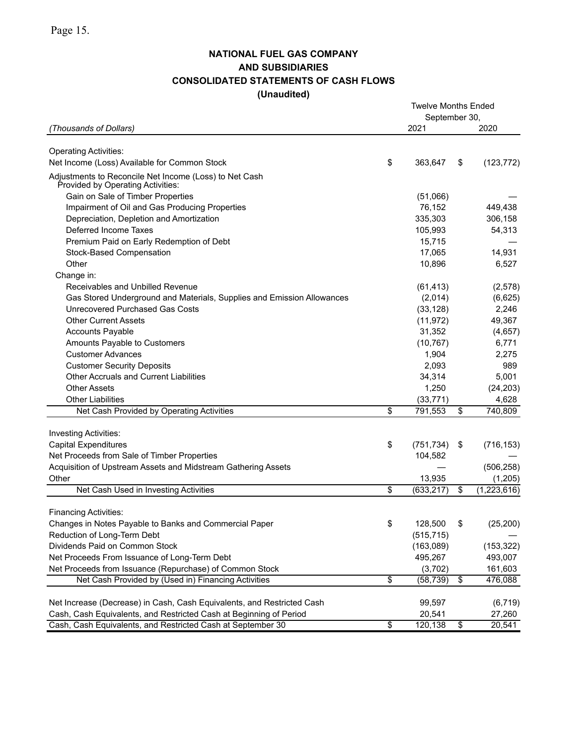**NATIONAL FUEL GAS COMPANY**
**AND SUBSIDIARIES**
**CONSOLIDATED STATEMENTS OF CASH FLOWS**
**(Unaudited)**

| *(Thousands of Dollars)* | Twelve Months Ended September 30, 2021 | 2020 |
|---|---|---|
| Operating Activities: | | |
| Net Income (Loss) Available for Common Stock | $ 363,647 | $ (123,772) |
| Adjustments to Reconcile Net Income (Loss) to Net Cash Provided by Operating Activities: | | |
| Gain on Sale of Timber Properties | (51,066) | — |
| Impairment of Oil and Gas Producing Properties | 76,152 | 449,438 |
| Depreciation, Depletion and Amortization | 335,303 | 306,158 |
| Deferred Income Taxes | 105,993 | 54,313 |
| Premium Paid on Early Redemption of Debt | 15,715 | — |
| Stock-Based Compensation | 17,065 | 14,931 |
| Other | 10,896 | 6,527 |
| Change in: | | |
| Receivables and Unbilled Revenue | (61,413) | (2,578) |
| Gas Stored Underground and Materials, Supplies and Emission Allowances | (2,014) | (6,625) |
| Unrecovered Purchased Gas Costs | (33,128) | 2,246 |
| Other Current Assets | (11,972) | 49,367 |
| Accounts Payable | 31,352 | (4,657) |
| Amounts Payable to Customers | (10,767) | 6,771 |
| Customer Advances | 1,904 | 2,275 |
| Customer Security Deposits | 2,093 | 989 |
| Other Accruals and Current Liabilities | 34,314 | 5,001 |
| Other Assets | 1,250 | (24,203) |
| Other Liabilities | (33,771) | 4,628 |
| Net Cash Provided by Operating Activities | $ 791,553 | $ 740,809 |
| Investing Activities: | | |
| Capital Expenditures | $ (751,734) | $ (716,153) |
| Net Proceeds from Sale of Timber Properties | 104,582 | — |
| Acquisition of Upstream Assets and Midstream Gathering Assets | — | (506,258) |
| Other | 13,935 | (1,205) |
| Net Cash Used in Investing Activities | $ (633,217) | $ (1,223,616) |
| Financing Activities: | | |
| Changes in Notes Payable to Banks and Commercial Paper | $ 128,500 | $ (25,200) |
| Reduction of Long-Term Debt | (515,715) | — |
| Dividends Paid on Common Stock | (163,089) | (153,322) |
| Net Proceeds From Issuance of Long-Term Debt | 495,267 | 493,007 |
| Net Proceeds from Issuance (Repurchase) of Common Stock | (3,702) | 161,603 |
| Net Cash Provided by (Used in) Financing Activities | $ (58,739) | $ 476,088 |
| Net Increase (Decrease) in Cash, Cash Equivalents, and Restricted Cash | 99,597 | (6,719) |
| Cash, Cash Equivalents, and Restricted Cash at Beginning of Period | 20,541 | 27,260 |
| Cash, Cash Equivalents, and Restricted Cash at September 30 | $ 120,138 | $ 20,541 |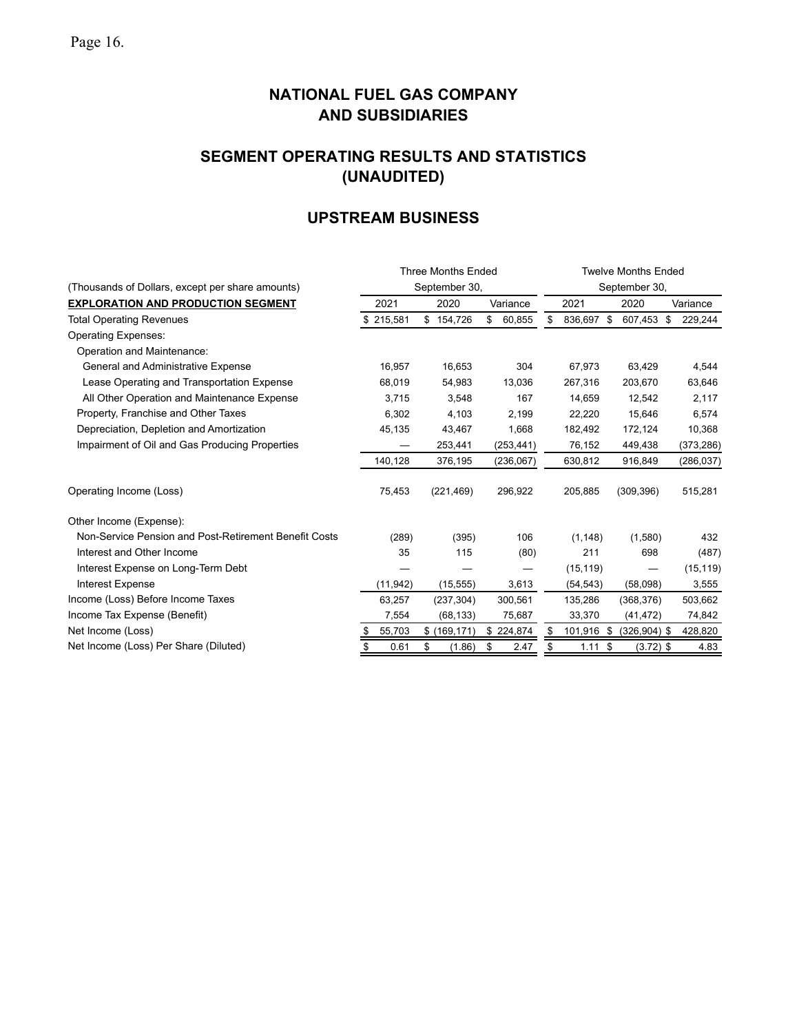# NATIONAL FUEL GAS COMPANY AND SUBSIDIARIES

## SEGMENT OPERATING RESULTS AND STATISTICS (UNAUDITED)

## UPSTREAM BUSINESS

| (Thousands of Dollars, except per share amounts) | Three Months Ended September 30, | | | Twelve Months Ended September 30, | | |
|---|---|---|---|---|---|---|
| **EXPLORATION AND PRODUCTION SEGMENT** | 2021 | 2020 | Variance | 2021 | 2020 | Variance |
| Total Operating Revenues | $ 215,581 | $ 154,726 | $ 60,855 | $ 836,697 | $ 607,453 | $ 229,244 |
| Operating Expenses: | | | | | | |
| Operation and Maintenance: | | | | | | |
| General and Administrative Expense | 16,957 | 16,653 | 304 | 67,973 | 63,429 | 4,544 |
| Lease Operating and Transportation Expense | 68,019 | 54,983 | 13,036 | 267,316 | 203,670 | 63,646 |
| All Other Operation and Maintenance Expense | 3,715 | 3,548 | 167 | 14,659 | 12,542 | 2,117 |
| Property, Franchise and Other Taxes | 6,302 | 4,103 | 2,199 | 22,220 | 15,646 | 6,574 |
| Depreciation, Depletion and Amortization | 45,135 | 43,467 | 1,668 | 182,492 | 172,124 | 10,368 |
| Impairment of Oil and Gas Producing Properties | — | 253,441 | (253,441) | 76,152 | 449,438 | (373,286) |
| | 140,128 | 376,195 | (236,067) | 630,812 | 916,849 | (286,037) |
| Operating Income (Loss) | 75,453 | (221,469) | 296,922 | 205,885 | (309,396) | 515,281 |
| Other Income (Expense): | | | | | | |
| Non-Service Pension and Post-Retirement Benefit Costs | (289) | (395) | 106 | (1,148) | (1,580) | 432 |
| Interest and Other Income | 35 | 115 | (80) | 211 | 698 | (487) |
| Interest Expense on Long-Term Debt | — | — | — | (15,119) | — | (15,119) |
| Interest Expense | (11,942) | (15,555) | 3,613 | (54,543) | (58,098) | 3,555 |
| Income (Loss) Before Income Taxes | 63,257 | (237,304) | 300,561 | 135,286 | (368,376) | 503,662 |
| Income Tax Expense (Benefit) | 7,554 | (68,133) | 75,687 | 33,370 | (41,472) | 74,842 |
| Net Income (Loss) | $ 55,703 | $ (169,171) | $ 224,874 | $ 101,916 | $ (326,904) | $ 428,820 |
| Net Income (Loss) Per Share (Diluted) | $ 0.61 | $ (1.86) | $ 2.47 | $ 1.11 | $ (3.72) | $ 4.83 |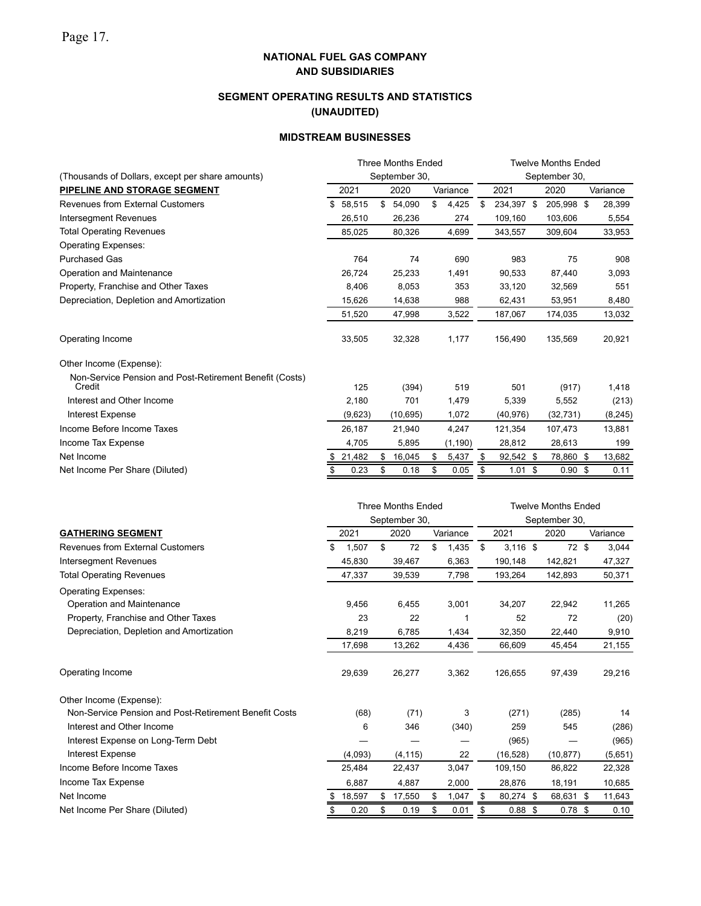# NATIONAL FUEL GAS COMPANY AND SUBSIDIARIES

## SEGMENT OPERATING RESULTS AND STATISTICS (UNAUDITED)

### MIDSTREAM BUSINESSES

| (Thousands of Dollars, except per share amounts) | Three Months Ended September 30, | | | Twelve Months Ended September 30, | | |
|---|---|---|---|---|---|---|
| **PIPELINE AND STORAGE SEGMENT** | 2021 | 2020 | Variance | 2021 | 2020 | Variance |
| Revenues from External Customers | $ 58,515 | $ 54,090 | $ 4,425 | $ 234,397 | $ 205,998 | $ 28,399 |
| Intersegment Revenues | 26,510 | 26,236 | 274 | 109,160 | 103,606 | 5,554 |
| Total Operating Revenues | 85,025 | 80,326 | 4,699 | 343,557 | 309,604 | 33,953 |
| Operating Expenses: | | | | | | |
| Purchased Gas | 764 | 74 | 690 | 983 | 75 | 908 |
| Operation and Maintenance | 26,724 | 25,233 | 1,491 | 90,533 | 87,440 | 3,093 |
| Property, Franchise and Other Taxes | 8,406 | 8,053 | 353 | 33,120 | 32,569 | 551 |
| Depreciation, Depletion and Amortization | 15,626 | 14,638 | 988 | 62,431 | 53,951 | 8,480 |
| | 51,520 | 47,998 | 3,522 | 187,067 | 174,035 | 13,032 |
| Operating Income | 33,505 | 32,328 | 1,177 | 156,490 | 135,569 | 20,921 |
| Other Income (Expense): | | | | | | |
| Non-Service Pension and Post-Retirement Benefit (Costs) Credit | 125 | (394) | 519 | 501 | (917) | 1,418 |
| Interest and Other Income | 2,180 | 701 | 1,479 | 5,339 | 5,552 | (213) |
| Interest Expense | (9,623) | (10,695) | 1,072 | (40,976) | (32,731) | (8,245) |
| Income Before Income Taxes | 26,187 | 21,940 | 4,247 | 121,354 | 107,473 | 13,881 |
| Income Tax Expense | 4,705 | 5,895 | (1,190) | 28,812 | 28,613 | 199 |
| Net Income | $ 21,482 | $ 16,045 | $ 5,437 | $ 92,542 | $ 78,860 | $ 13,682 |
| Net Income Per Share (Diluted) | $ 0.23 | $ 0.18 | $ 0.05 | $ 1.01 | $ 0.90 | $ 0.11 |

| | Three Months Ended September 30, | | | Twelve Months Ended September 30, | | |
|---|---|---|---|---|---|---|
| **GATHERING SEGMENT** | 2021 | 2020 | Variance | 2021 | 2020 | Variance |
| Revenues from External Customers | $ 1,507 | $ 72 | $ 1,435 | $ 3,116 | $ 72 | $ 3,044 |
| Intersegment Revenues | 45,830 | 39,467 | 6,363 | 190,148 | 142,821 | 47,327 |
| Total Operating Revenues | 47,337 | 39,539 | 7,798 | 193,264 | 142,893 | 50,371 |
| Operating Expenses: | | | | | | |
| Operation and Maintenance | 9,456 | 6,455 | 3,001 | 34,207 | 22,942 | 11,265 |
| Property, Franchise and Other Taxes | 23 | 22 | 1 | 52 | 72 | (20) |
| Depreciation, Depletion and Amortization | 8,219 | 6,785 | 1,434 | 32,350 | 22,440 | 9,910 |
| | 17,698 | 13,262 | 4,436 | 66,609 | 45,454 | 21,155 |
| Operating Income | 29,639 | 26,277 | 3,362 | 126,655 | 97,439 | 29,216 |
| Other Income (Expense): | | | | | | |
| Non-Service Pension and Post-Retirement Benefit Costs | (68) | (71) | 3 | (271) | (285) | 14 |
| Interest and Other Income | 6 | 346 | (340) | 259 | 545 | (286) |
| Interest Expense on Long-Term Debt | — | — | — | (965) | — | (965) |
| Interest Expense | (4,093) | (4,115) | 22 | (16,528) | (10,877) | (5,651) |
| Income Before Income Taxes | 25,484 | 22,437 | 3,047 | 109,150 | 86,822 | 22,328 |
| Income Tax Expense | 6,887 | 4,887 | 2,000 | 28,876 | 18,191 | 10,685 |
| Net Income | $ 18,597 | $ 17,550 | $ 1,047 | $ 80,274 | $ 68,631 | $ 11,643 |
| Net Income Per Share (Diluted) | $ 0.20 | $ 0.19 | $ 0.01 | $ 0.88 | $ 0.78 | $ 0.10 |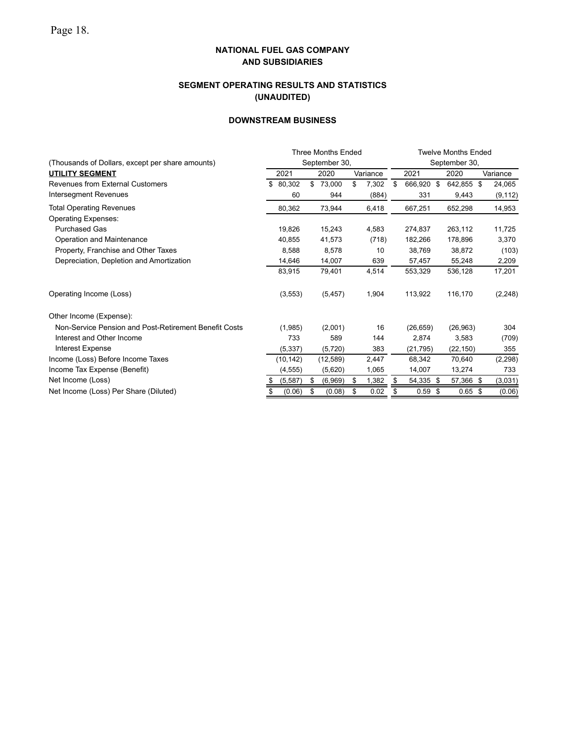# NATIONAL FUEL GAS COMPANY AND SUBSIDIARIES

## SEGMENT OPERATING RESULTS AND STATISTICS (UNAUDITED)

### DOWNSTREAM BUSINESS

| (Thousands of Dollars, except per share amounts) | Three Months Ended September 30, | | | Twelve Months Ended September 30, | | |
|---|---|---|---|---|---|---|
| **UTILITY SEGMENT** | 2021 | 2020 | Variance | 2021 | 2020 | Variance |
| Revenues from External Customers | $ 80,302 | $ 73,000 | $ 7,302 | $ 666,920 | $ 642,855 | $ 24,065 |
| Intersegment Revenues | 60 | 944 | (884) | 331 | 9,443 | (9,112) |
| Total Operating Revenues | 80,362 | 73,944 | 6,418 | 667,251 | 652,298 | 14,953 |
| Operating Expenses: | | | | | | |
| Purchased Gas | 19,826 | 15,243 | 4,583 | 274,837 | 263,112 | 11,725 |
| Operation and Maintenance | 40,855 | 41,573 | (718) | 182,266 | 178,896 | 3,370 |
| Property, Franchise and Other Taxes | 8,588 | 8,578 | 10 | 38,769 | 38,872 | (103) |
| Depreciation, Depletion and Amortization | 14,646 | 14,007 | 639 | 57,457 | 55,248 | 2,209 |
| | 83,915 | 79,401 | 4,514 | 553,329 | 536,128 | 17,201 |
| Operating Income (Loss) | (3,553) | (5,457) | 1,904 | 113,922 | 116,170 | (2,248) |
| Other Income (Expense): | | | | | | |
| Non-Service Pension and Post-Retirement Benefit Costs | (1,985) | (2,001) | 16 | (26,659) | (26,963) | 304 |
| Interest and Other Income | 733 | 589 | 144 | 2,874 | 3,583 | (709) |
| Interest Expense | (5,337) | (5,720) | 383 | (21,795) | (22,150) | 355 |
| Income (Loss) Before Income Taxes | (10,142) | (12,589) | 2,447 | 68,342 | 70,640 | (2,298) |
| Income Tax Expense (Benefit) | (4,555) | (5,620) | 1,065 | 14,007 | 13,274 | 733 |
| Net Income (Loss) | $ (5,587) | $ (6,969) | $ 1,382 | $ 54,335 | $ 57,366 | $ (3,031) |
| Net Income (Loss) Per Share (Diluted) | $ (0.06) | $ (0.08) | $ 0.02 | $ 0.59 | $ 0.65 | $ (0.06) |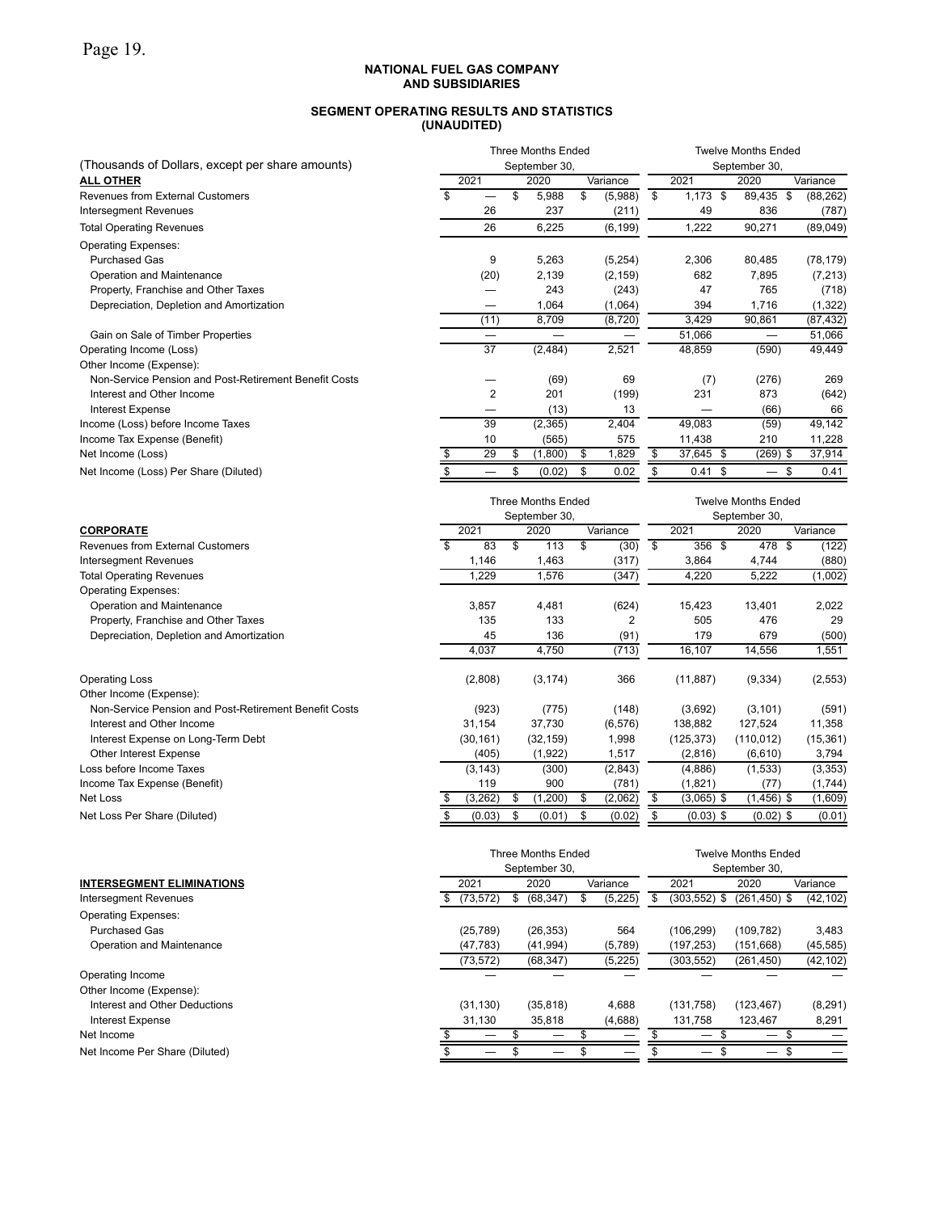**NATIONAL FUEL GAS COMPANY**
**AND SUBSIDIARIES**

**SEGMENT OPERATING RESULTS AND STATISTICS**
**(UNAUDITED)**

| (Thousands of Dollars, except per share amounts) | Three Months Ended September 30, | | | Twelve Months Ended September 30, | | |
|---|---|---|---|---|---|---|
| **ALL OTHER** | 2021 | 2020 | Variance | 2021 | 2020 | Variance |
| Revenues from External Customers | $ — | $ 5,988 | $ (5,988) | $ 1,173 | $ 89,435 | $ (88,262) |
| Intersegment Revenues | 26 | 237 | (211) | 49 | 836 | (787) |
| Total Operating Revenues | 26 | 6,225 | (6,199) | 1,222 | 90,271 | (89,049) |
| Operating Expenses: | | | | | | |
| Purchased Gas | 9 | 5,263 | (5,254) | 2,306 | 80,485 | (78,179) |
| Operation and Maintenance | (20) | 2,139 | (2,159) | 682 | 7,895 | (7,213) |
| Property, Franchise and Other Taxes | — | 243 | (243) | 47 | 765 | (718) |
| Depreciation, Depletion and Amortization | — | 1,064 | (1,064) | 394 | 1,716 | (1,322) |
| | (11) | 8,709 | (8,720) | 3,429 | 90,861 | (87,432) |
| Gain on Sale of Timber Properties | — | — | — | 51,066 | — | 51,066 |
| Operating Income (Loss) | 37 | (2,484) | 2,521 | 48,859 | (590) | 49,449 |
| Other Income (Expense): | | | | | | |
| Non-Service Pension and Post-Retirement Benefit Costs | — | (69) | 69 | (7) | (276) | 269 |
| Interest and Other Income | 2 | 201 | (199) | 231 | 873 | (642) |
| Interest Expense | — | (13) | 13 | — | (66) | 66 |
| Income (Loss) before Income Taxes | 39 | (2,365) | 2,404 | 49,083 | (59) | 49,142 |
| Income Tax Expense (Benefit) | 10 | (565) | 575 | 11,438 | 210 | 11,228 |
| Net Income (Loss) | $ 29 | $ (1,800) | $ 1,829 | $ 37,645 | $ (269) | $ 37,914 |
| Net Income (Loss) Per Share (Diluted) | $ — | $ (0.02) | $ 0.02 | $ 0.41 | $ — | $ 0.41 |

| | Three Months Ended September 30, | | | Twelve Months Ended September 30, | | |
|---|---|---|---|---|---|---|
| **CORPORATE** | 2021 | 2020 | Variance | 2021 | 2020 | Variance |
| Revenues from External Customers | $ 83 | $ 113 | $ (30) | $ 356 | $ 478 | $ (122) |
| Intersegment Revenues | 1,146 | 1,463 | (317) | 3,864 | 4,744 | (880) |
| Total Operating Revenues | 1,229 | 1,576 | (347) | 4,220 | 5,222 | (1,002) |
| Operating Expenses: | | | | | | |
| Operation and Maintenance | 3,857 | 4,481 | (624) | 15,423 | 13,401 | 2,022 |
| Property, Franchise and Other Taxes | 135 | 133 | 2 | 505 | 476 | 29 |
| Depreciation, Depletion and Amortization | 45 | 136 | (91) | 179 | 679 | (500) |
| | 4,037 | 4,750 | (713) | 16,107 | 14,556 | 1,551 |
| Operating Loss | (2,808) | (3,174) | 366 | (11,887) | (9,334) | (2,553) |
| Other Income (Expense): | | | | | | |
| Non-Service Pension and Post-Retirement Benefit Costs | (923) | (775) | (148) | (3,692) | (3,101) | (591) |
| Interest and Other Income | 31,154 | 37,730 | (6,576) | 138,882 | 127,524 | 11,358 |
| Interest Expense on Long-Term Debt | (30,161) | (32,159) | 1,998 | (125,373) | (110,012) | (15,361) |
| Other Interest Expense | (405) | (1,922) | 1,517 | (2,816) | (6,610) | 3,794 |
| Loss before Income Taxes | (3,143) | (300) | (2,843) | (4,886) | (1,533) | (3,353) |
| Income Tax Expense (Benefit) | 119 | 900 | (781) | (1,821) | (77) | (1,744) |
| Net Loss | $ (3,262) | $ (1,200) | $ (2,062) | $ (3,065) | $ (1,456) | $ (1,609) |
| Net Loss Per Share (Diluted) | $ (0.03) | $ (0.01) | $ (0.02) | $ (0.03) | $ (0.02) | $ (0.01) |

| | Three Months Ended September 30, | | | Twelve Months Ended September 30, | | |
|---|---|---|---|---|---|---|
| **INTERSEGMENT ELIMINATIONS** | 2021 | 2020 | Variance | 2021 | 2020 | Variance |
| Intersegment Revenues | $ (73,572) | $ (68,347) | $ (5,225) | $ (303,552) | $ (261,450) | $ (42,102) |
| Operating Expenses: | | | | | | |
| Purchased Gas | (25,789) | (26,353) | 564 | (106,299) | (109,782) | 3,483 |
| Operation and Maintenance | (47,783) | (41,994) | (5,789) | (197,253) | (151,668) | (45,585) |
| | (73,572) | (68,347) | (5,225) | (303,552) | (261,450) | (42,102) |
| Operating Income | — | — | — | — | — | — |
| Other Income (Expense): | | | | | | |
| Interest and Other Deductions | (31,130) | (35,818) | 4,688 | (131,758) | (123,467) | (8,291) |
| Interest Expense | 31,130 | 35,818 | (4,688) | 131,758 | 123,467 | 8,291 |
| Net Income | $ — | $ — | $ — | $ — | $ — | $ — |
| Net Income Per Share (Diluted) | $ — | $ — | $ — | $ — | $ — | $ — |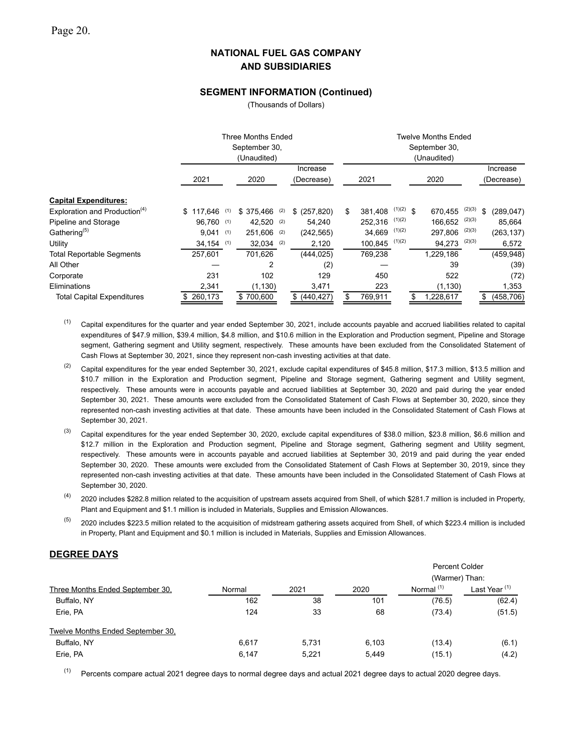# NATIONAL FUEL GAS COMPANY AND SUBSIDIARIES

## SEGMENT INFORMATION (Continued)

(Thousands of Dollars)

| | Three Months Ended September 30, (Unaudited) | | | Twelve Months Ended September 30, (Unaudited) | | |
|---|---|---|---|---|---|---|
| | 2021 | 2020 | Increase (Decrease) | 2021 | 2020 | Increase (Decrease) |
| **Capital Expenditures:** | | | | | | |
| Exploration and Production[4] | $ 117,646 [1] | $ 375,466 [2] | $ (257,820) | $ 381,408 [1][2] | $ 670,455 [2][3] | $ (289,047) |
| Pipeline and Storage | 96,760 [1] | 42,520 [2] | 54,240 | 252,316 [1][2] | 166,652 [2][3] | 85,664 |
| Gathering[5] | 9,041 [1] | 251,606 [2] | (242,565) | 34,669 [1][2] | 297,806 [2][3] | (263,137) |
| Utility | 34,154 [1] | 32,034 [2] | 2,120 | 100,845 [1][2] | 94,273 [2][3] | 6,572 |
| Total Reportable Segments | 257,601 | 701,626 | (444,025) | 769,238 | 1,229,186 | (459,948) |
| All Other | — | 2 | (2) | — | 39 | (39) |
| Corporate | 231 | 102 | 129 | 450 | 522 | (72) |
| Eliminations | 2,341 | (1,130) | 3,471 | 223 | (1,130) | 1,353 |
| Total Capital Expenditures | $ 260,173 | $ 700,600 | $ (440,427) | $ 769,911 | $ 1,228,617 | $ (458,706) |

(1) Capital expenditures for the quarter and year ended September 30, 2021, include accounts payable and accrued liabilities related to capital expenditures of $47.9 million, $39.4 million, $4.8 million, and $10.6 million in the Exploration and Production segment, Pipeline and Storage segment, Gathering segment and Utility segment, respectively. These amounts have been excluded from the Consolidated Statement of Cash Flows at September 30, 2021, since they represent non-cash investing activities at that date.

(2) Capital expenditures for the year ended September 30, 2021, exclude capital expenditures of $45.8 million, $17.3 million, $13.5 million and $10.7 million in the Exploration and Production segment, Pipeline and Storage segment, Gathering segment and Utility segment, respectively. These amounts were in accounts payable and accrued liabilities at September 30, 2020 and paid during the year ended September 30, 2021. These amounts were excluded from the Consolidated Statement of Cash Flows at September 30, 2020, since they represented non-cash investing activities at that date. These amounts have been included in the Consolidated Statement of Cash Flows at September 30, 2021.

(3) Capital expenditures for the year ended September 30, 2020, exclude capital expenditures of $38.0 million, $23.8 million, $6.6 million and $12.7 million in the Exploration and Production segment, Pipeline and Storage segment, Gathering segment and Utility segment, respectively. These amounts were in accounts payable and accrued liabilities at September 30, 2019 and paid during the year ended September 30, 2020. These amounts were excluded from the Consolidated Statement of Cash Flows at September 30, 2019, since they represented non-cash investing activities at that date. These amounts have been included in the Consolidated Statement of Cash Flows at September 30, 2020.

(4) 2020 includes $282.8 million related to the acquisition of upstream assets acquired from Shell, of which $281.7 million is included in Property, Plant and Equipment and $1.1 million is included in Materials, Supplies and Emission Allowances.

(5) 2020 includes $223.5 million related to the acquisition of midstream gathering assets acquired from Shell, of which $223.4 million is included in Property, Plant and Equipment and $0.1 million is included in Materials, Supplies and Emission Allowances.

## DEGREE DAYS

| | | | | Percent Colder (Warmer) Than: | |
|---|---|---|---|---|---|
| Three Months Ended September 30, | Normal | 2021 | 2020 | Normal [1] | Last Year [1] |
| Buffalo, NY | 162 | 38 | 101 | (76.5) | (62.4) |
| Erie, PA | 124 | 33 | 68 | (73.4) | (51.5) |
| Twelve Months Ended September 30, | | | | | |
| Buffalo, NY | 6,617 | 5,731 | 6,103 | (13.4) | (6.1) |
| Erie, PA | 6,147 | 5,221 | 5,449 | (15.1) | (4.2) |

(1) Percents compare actual 2021 degree days to normal degree days and actual 2021 degree days to actual 2020 degree days.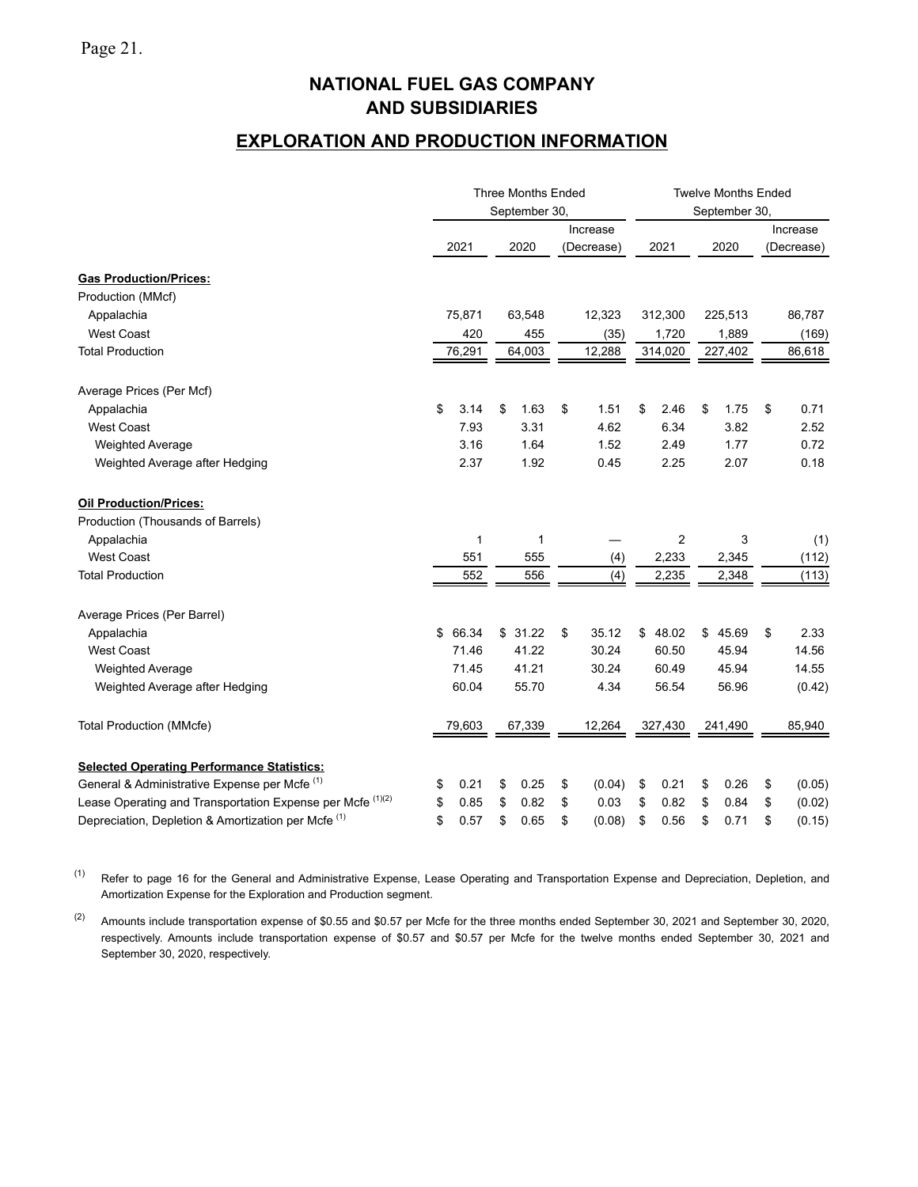# NATIONAL FUEL GAS COMPANY AND SUBSIDIARIES

## EXPLORATION AND PRODUCTION INFORMATION

| | Three Months Ended September 30, | | | Twelve Months Ended September 30, | | |
|---|---|---|---|---|---|---|
| | 2021 | 2020 | Increase (Decrease) | 2021 | 2020 | Increase (Decrease) |
| **Gas Production/Prices:** | | | | | | |
| Production (MMcf) | | | | | | |
| Appalachia | 75,871 | 63,548 | 12,323 | 312,300 | 225,513 | 86,787 |
| West Coast | 420 | 455 | (35) | 1,720 | 1,889 | (169) |
| Total Production | 76,291 | 64,003 | 12,288 | 314,020 | 227,402 | 86,618 |
| Average Prices (Per Mcf) | | | | | | |
| Appalachia | $ 3.14 | $ 1.63 | $ 1.51 | $ 2.46 | $ 1.75 | $ 0.71 |
| West Coast | 7.93 | 3.31 | 4.62 | 6.34 | 3.82 | 2.52 |
| Weighted Average | 3.16 | 1.64 | 1.52 | 2.49 | 1.77 | 0.72 |
| Weighted Average after Hedging | 2.37 | 1.92 | 0.45 | 2.25 | 2.07 | 0.18 |
| **Oil Production/Prices:** | | | | | | |
| Production (Thousands of Barrels) | | | | | | |
| Appalachia | 1 | 1 | — | 2 | 3 | (1) |
| West Coast | 551 | 555 | (4) | 2,233 | 2,345 | (112) |
| Total Production | 552 | 556 | (4) | 2,235 | 2,348 | (113) |
| Average Prices (Per Barrel) | | | | | | |
| Appalachia | $ 66.34 | $ 31.22 | $ 35.12 | $ 48.02 | $ 45.69 | $ 2.33 |
| West Coast | 71.46 | 41.22 | 30.24 | 60.50 | 45.94 | 14.56 |
| Weighted Average | 71.45 | 41.21 | 30.24 | 60.49 | 45.94 | 14.55 |
| Weighted Average after Hedging | 60.04 | 55.70 | 4.34 | 56.54 | 56.96 | (0.42) |
| Total Production (MMcfe) | 79,603 | 67,339 | 12,264 | 327,430 | 241,490 | 85,940 |
| **Selected Operating Performance Statistics:** | | | | | | |
| General & Administrative Expense per Mcfe [1] | $ 0.21 | $ 0.25 | $ (0.04) | $ 0.21 | $ 0.26 | $ (0.05) |
| Lease Operating and Transportation Expense per Mcfe [1][2] | $ 0.85 | $ 0.82 | $ 0.03 | $ 0.82 | $ 0.84 | $ (0.02) |
| Depreciation, Depletion & Amortization per Mcfe [1] | $ 0.57 | $ 0.65 | $ (0.08) | $ 0.56 | $ 0.71 | $ (0.15) |

[1] Refer to page 16 for the General and Administrative Expense, Lease Operating and Transportation Expense and Depreciation, Depletion, and Amortization Expense for the Exploration and Production segment.

[2] Amounts include transportation expense of $0.55 and $0.57 per Mcfe for the three months ended September 30, 2021 and September 30, 2020, respectively. Amounts include transportation expense of $0.57 and $0.57 per Mcfe for the twelve months ended September 30, 2021 and September 30, 2020, respectively.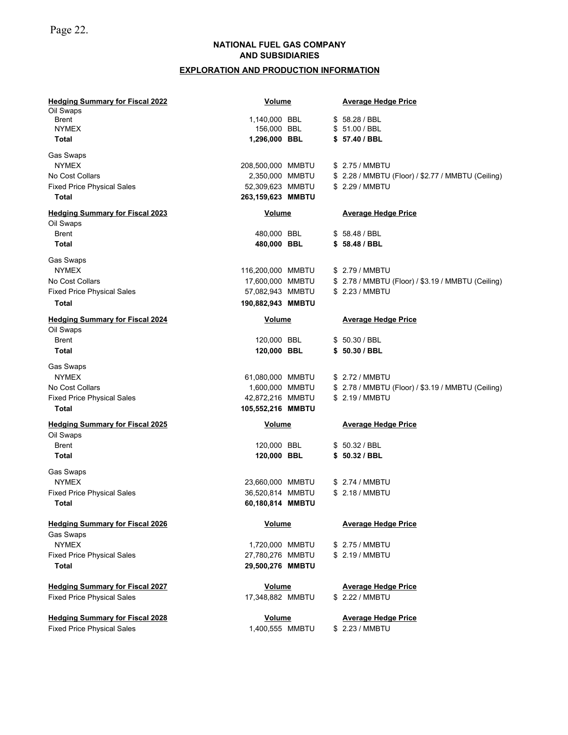# NATIONAL FUEL GAS COMPANY
# AND SUBSIDIARIES

## EXPLORATION AND PRODUCTION INFORMATION

| Hedging Summary for Fiscal 2022 | Volume | Average Hedge Price |
|---|---|---|
| Oil Swaps | | |
| Brent | 1,140,000 BBL | $ 58.28 / BBL |
| NYMEX | 156,000 BBL | $ 51.00 / BBL |
| **Total** | **1,296,000 BBL** | **$ 57.40 / BBL** |
| Gas Swaps | | |
| NYMEX | 208,500,000 MMBTU | $ 2.75 / MMBTU |
| No Cost Collars | 2,350,000 MMBTU | $ 2.28 / MMBTU (Floor) / $2.77 / MMBTU (Ceiling) |
| Fixed Price Physical Sales | 52,309,623 MMBTU | $ 2.29 / MMBTU |
| **Total** | **263,159,623 MMBTU** | |

| Hedging Summary for Fiscal 2023 | Volume | Average Hedge Price |
|---|---|---|
| Oil Swaps | | |
| Brent | 480,000 BBL | $ 58.48 / BBL |
| **Total** | **480,000 BBL** | **$ 58.48 / BBL** |
| Gas Swaps | | |
| NYMEX | 116,200,000 MMBTU | $ 2.79 / MMBTU |
| No Cost Collars | 17,600,000 MMBTU | $ 2.78 / MMBTU (Floor) / $3.19 / MMBTU (Ceiling) |
| Fixed Price Physical Sales | 57,082,943 MMBTU | $ 2.23 / MMBTU |
| **Total** | **190,882,943 MMBTU** | |

| Hedging Summary for Fiscal 2024 | Volume | Average Hedge Price |
|---|---|---|
| Oil Swaps | | |
| Brent | 120,000 BBL | $ 50.30 / BBL |
| **Total** | **120,000 BBL** | **$ 50.30 / BBL** |
| Gas Swaps | | |
| NYMEX | 61,080,000 MMBTU | $ 2.72 / MMBTU |
| No Cost Collars | 1,600,000 MMBTU | $ 2.78 / MMBTU (Floor) / $3.19 / MMBTU (Ceiling) |
| Fixed Price Physical Sales | 42,872,216 MMBTU | $ 2.19 / MMBTU |
| **Total** | **105,552,216 MMBTU** | |

| Hedging Summary for Fiscal 2025 | Volume | Average Hedge Price |
|---|---|---|
| Oil Swaps | | |
| Brent | 120,000 BBL | $ 50.32 / BBL |
| **Total** | **120,000 BBL** | **$ 50.32 / BBL** |
| Gas Swaps | | |
| NYMEX | 23,660,000 MMBTU | $ 2.74 / MMBTU |
| Fixed Price Physical Sales | 36,520,814 MMBTU | $ 2.18 / MMBTU |
| **Total** | **60,180,814 MMBTU** | |

| Hedging Summary for Fiscal 2026 | Volume | Average Hedge Price |
|---|---|---|
| Gas Swaps | | |
| NYMEX | 1,720,000 MMBTU | $ 2.75 / MMBTU |
| Fixed Price Physical Sales | 27,780,276 MMBTU | $ 2.19 / MMBTU |
| **Total** | **29,500,276 MMBTU** | |

| Hedging Summary for Fiscal 2027 | Volume | Average Hedge Price |
|---|---|---|
| Fixed Price Physical Sales | 17,348,882 MMBTU | $ 2.22 / MMBTU |

| Hedging Summary for Fiscal 2028 | Volume | Average Hedge Price |
|---|---|---|
| Fixed Price Physical Sales | 1,400,555 MMBTU | $ 2.23 / MMBTU |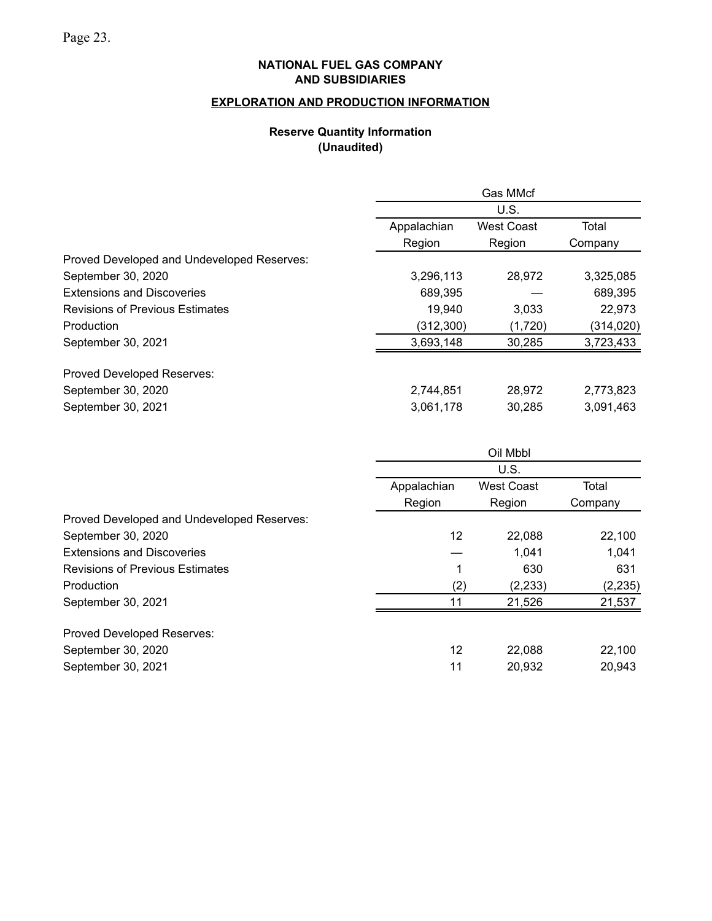**NATIONAL FUEL GAS COMPANY AND SUBSIDIARIES**

**EXPLORATION AND PRODUCTION INFORMATION**

**Reserve Quantity Information (Unaudited)**

| | Gas MMcf | | |
|---|---|---|---|
| | U.S. | | |
| | Appalachian Region | West Coast Region | Total Company |
| Proved Developed and Undeveloped Reserves: | | | |
| September 30, 2020 | 3,296,113 | 28,972 | 3,325,085 |
| Extensions and Discoveries | 689,395 | — | 689,395 |
| Revisions of Previous Estimates | 19,940 | 3,033 | 22,973 |
| Production | (312,300) | (1,720) | (314,020) |
| September 30, 2021 | 3,693,148 | 30,285 | 3,723,433 |
| | | | |
| Proved Developed Reserves: | | | |
| September 30, 2020 | 2,744,851 | 28,972 | 2,773,823 |
| September 30, 2021 | 3,061,178 | 30,285 | 3,091,463 |

| | Oil Mbbl | | |
|---|---|---|---|
| | U.S. | | |
| | Appalachian Region | West Coast Region | Total Company |
| Proved Developed and Undeveloped Reserves: | | | |
| September 30, 2020 | 12 | 22,088 | 22,100 |
| Extensions and Discoveries | — | 1,041 | 1,041 |
| Revisions of Previous Estimates | 1 | 630 | 631 |
| Production | (2) | (2,233) | (2,235) |
| September 30, 2021 | 11 | 21,526 | 21,537 |
| | | | |
| Proved Developed Reserves: | | | |
| September 30, 2020 | 12 | 22,088 | 22,100 |
| September 30, 2021 | 11 | 20,932 | 20,943 |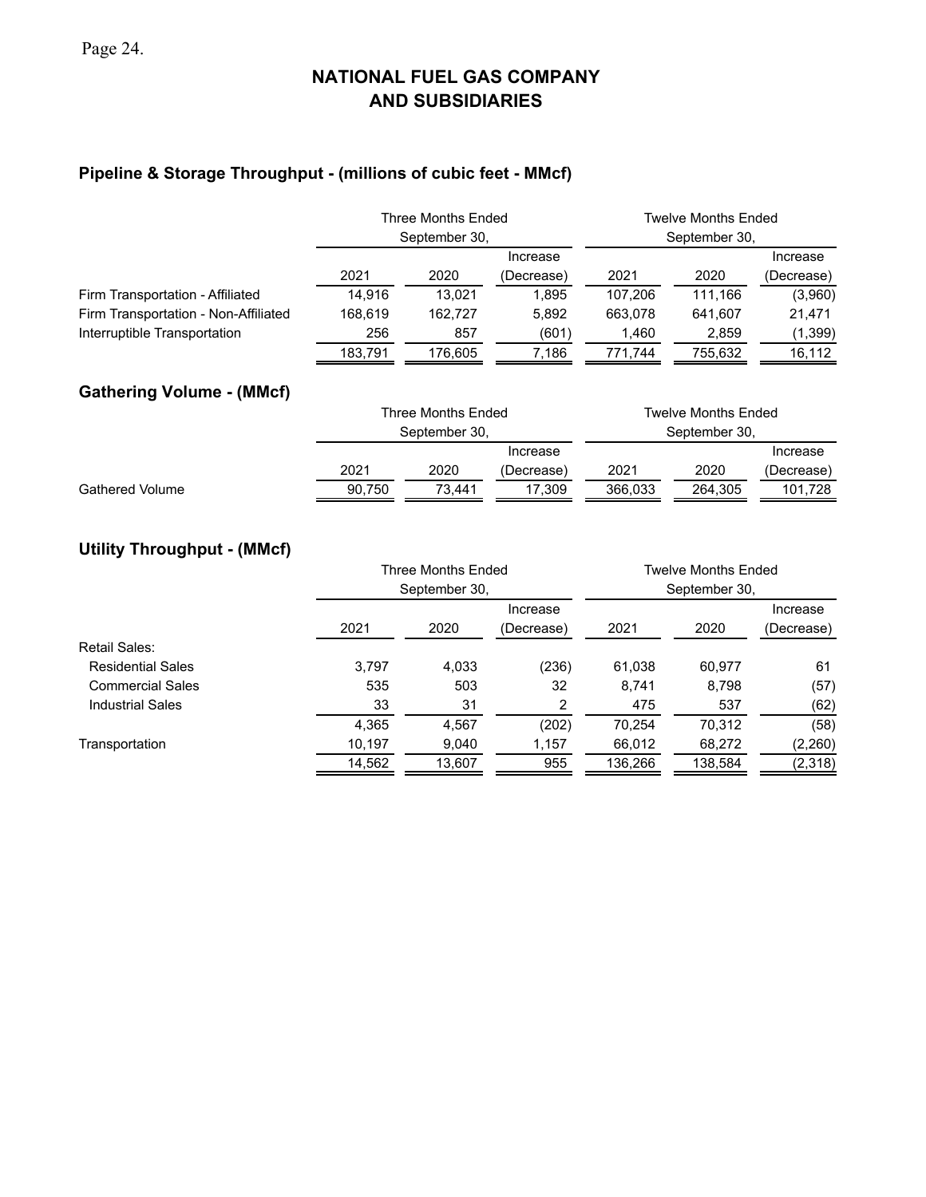# NATIONAL FUEL GAS COMPANY AND SUBSIDIARIES

## Pipeline & Storage Throughput - (millions of cubic feet - MMcf)

| | Three Months Ended September 30, | | | Twelve Months Ended September 30, | | |
|---|---|---|---|---|---|---|
| | 2021 | 2020 | Increase (Decrease) | 2021 | 2020 | Increase (Decrease) |
| Firm Transportation - Affiliated | 14,916 | 13,021 | 1,895 | 107,206 | 111,166 | (3,960) |
| Firm Transportation - Non-Affiliated | 168,619 | 162,727 | 5,892 | 663,078 | 641,607 | 21,471 |
| Interruptible Transportation | 256 | 857 | (601) | 1,460 | 2,859 | (1,399) |
| | 183,791 | 176,605 | 7,186 | 771,744 | 755,632 | 16,112 |

## Gathering Volume - (MMcf)

| | Three Months Ended September 30, | | | Twelve Months Ended September 30, | | |
|---|---|---|---|---|---|---|
| | 2021 | 2020 | Increase (Decrease) | 2021 | 2020 | Increase (Decrease) |
| Gathered Volume | 90,750 | 73,441 | 17,309 | 366,033 | 264,305 | 101,728 |

## Utility Throughput - (MMcf)

| | Three Months Ended September 30, | | | Twelve Months Ended September 30, | | |
|---|---|---|---|---|---|---|
| | 2021 | 2020 | Increase (Decrease) | 2021 | 2020 | Increase (Decrease) |
| Retail Sales: | | | | | | |
| Residential Sales | 3,797 | 4,033 | (236) | 61,038 | 60,977 | 61 |
| Commercial Sales | 535 | 503 | 32 | 8,741 | 8,798 | (57) |
| Industrial Sales | 33 | 31 | 2 | 475 | 537 | (62) |
| | 4,365 | 4,567 | (202) | 70,254 | 70,312 | (58) |
| Transportation | 10,197 | 9,040 | 1,157 | 66,012 | 68,272 | (2,260) |
| | 14,562 | 13,607 | 955 | 136,266 | 138,584 | (2,318) |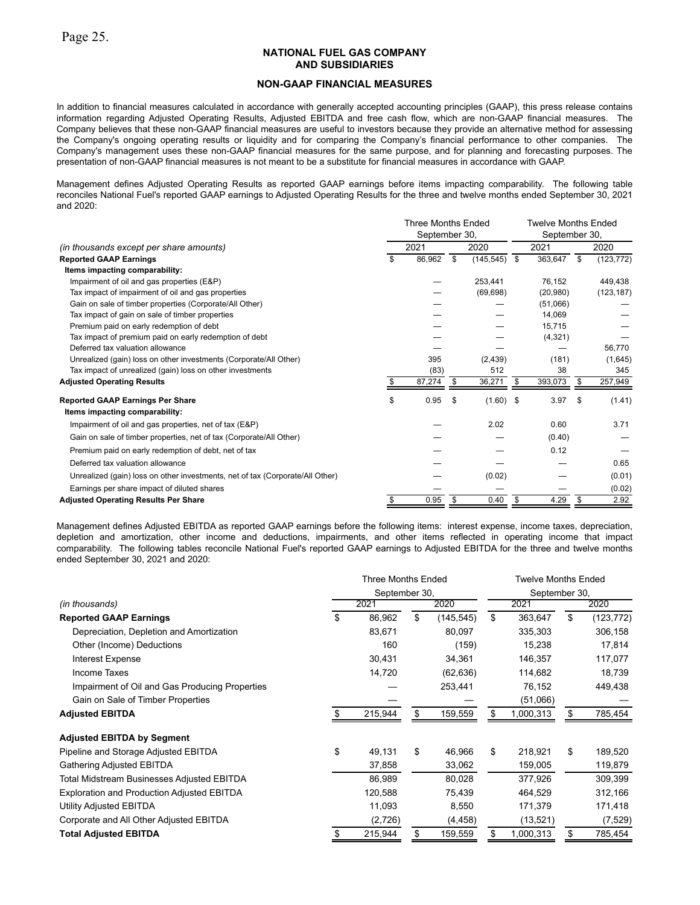**NATIONAL FUEL GAS COMPANY AND SUBSIDIARIES**

**NON-GAAP FINANCIAL MEASURES**

In addition to financial measures calculated in accordance with generally accepted accounting principles (GAAP), this press release contains information regarding Adjusted Operating Results, Adjusted EBITDA and free cash flow, which are non-GAAP financial measures. The Company believes that these non-GAAP financial measures are useful to investors because they provide an alternative method for assessing the Company's ongoing operating results or liquidity and for comparing the Company's financial performance to other companies. The Company's management uses these non-GAAP financial measures for the same purpose, and for planning and forecasting purposes. The presentation of non-GAAP financial measures is not meant to be a substitute for financial measures in accordance with GAAP.

Management defines Adjusted Operating Results as reported GAAP earnings before items impacting comparability. The following table reconciles National Fuel's reported GAAP earnings to Adjusted Operating Results for the three and twelve months ended September 30, 2021 and 2020:

| | Three Months Ended September 30, | | Twelve Months Ended September 30, | |
|---|---|---|---|---|
| *(in thousands except per share amounts)* | 2021 | 2020 | 2021 | 2020 |
| **Reported GAAP Earnings** | $ 86,962 | $ (145,545) | $ 363,647 | $ (123,772) |
| **Items impacting comparability:** | | | | |
| Impairment of oil and gas properties (E&P) | — | 253,441 | 76,152 | 449,438 |
| Tax impact of impairment of oil and gas properties | — | (69,698) | (20,980) | (123,187) |
| Gain on sale of timber properties (Corporate/All Other) | — | — | (51,066) | — |
| Tax impact of gain on sale of timber properties | — | — | 14,069 | — |
| Premium paid on early redemption of debt | — | — | 15,715 | — |
| Tax impact of premium paid on early redemption of debt | — | — | (4,321) | — |
| Deferred tax valuation allowance | — | — | — | 56,770 |
| Unrealized (gain) loss on other investments (Corporate/All Other) | 395 | (2,439) | (181) | (1,645) |
| Tax impact of unrealized (gain) loss on other investments | (83) | 512 | 38 | 345 |
| **Adjusted Operating Results** | $ 87,274 | $ 36,271 | $ 393,073 | $ 257,949 |
| | | | | |
| **Reported GAAP Earnings Per Share** | $ 0.95 | $ (1.60) | $ 3.97 | $ (1.41) |
| **Items impacting comparability:** | | | | |
| Impairment of oil and gas properties, net of tax (E&P) | — | 2.02 | 0.60 | 3.71 |
| Gain on sale of timber properties, net of tax (Corporate/All Other) | — | — | (0.40) | — |
| Premium paid on early redemption of debt, net of tax | — | — | 0.12 | — |
| Deferred tax valuation allowance | — | — | — | 0.65 |
| Unrealized (gain) loss on other investments, net of tax (Corporate/All Other) | — | (0.02) | — | (0.01) |
| Earnings per share impact of diluted shares | — | — | — | (0.02) |
| **Adjusted Operating Results Per Share** | $ 0.95 | $ 0.40 | $ 4.29 | $ 2.92 |

Management defines Adjusted EBITDA as reported GAAP earnings before the following items: interest expense, income taxes, depreciation, depletion and amortization, other income and deductions, impairments, and other items reflected in operating income that impact comparability. The following tables reconcile National Fuel's reported GAAP earnings to Adjusted EBITDA for the three and twelve months ended September 30, 2021 and 2020:

| | Three Months Ended September 30, | | Twelve Months Ended September 30, | |
|---|---|---|---|---|
| *(in thousands)* | 2021 | 2020 | 2021 | 2020 |
| **Reported GAAP Earnings** | $ 86,962 | $ (145,545) | $ 363,647 | $ (123,772) |
| Depreciation, Depletion and Amortization | 83,671 | 80,097 | 335,303 | 306,158 |
| Other (Income) Deductions | 160 | (159) | 15,238 | 17,814 |
| Interest Expense | 30,431 | 34,361 | 146,357 | 117,077 |
| Income Taxes | 14,720 | (62,636) | 114,682 | 18,739 |
| Impairment of Oil and Gas Producing Properties | — | 253,441 | 76,152 | 449,438 |
| Gain on Sale of Timber Properties | — | — | (51,066) | — |
| **Adjusted EBITDA** | $ 215,944 | $ 159,559 | $ 1,000,313 | $ 785,454 |
| | | | | |
| **Adjusted EBITDA by Segment** | | | | |
| Pipeline and Storage Adjusted EBITDA | $ 49,131 | $ 46,966 | $ 218,921 | $ 189,520 |
| Gathering Adjusted EBITDA | 37,858 | 33,062 | 159,005 | 119,879 |
| Total Midstream Businesses Adjusted EBITDA | 86,989 | 80,028 | 377,926 | 309,399 |
| Exploration and Production Adjusted EBITDA | 120,588 | 75,439 | 464,529 | 312,166 |
| Utility Adjusted EBITDA | 11,093 | 8,550 | 171,379 | 171,418 |
| Corporate and All Other Adjusted EBITDA | (2,726) | (4,458) | (13,521) | (7,529) |
| **Total Adjusted EBITDA** | $ 215,944 | $ 159,559 | $ 1,000,313 | $ 785,454 |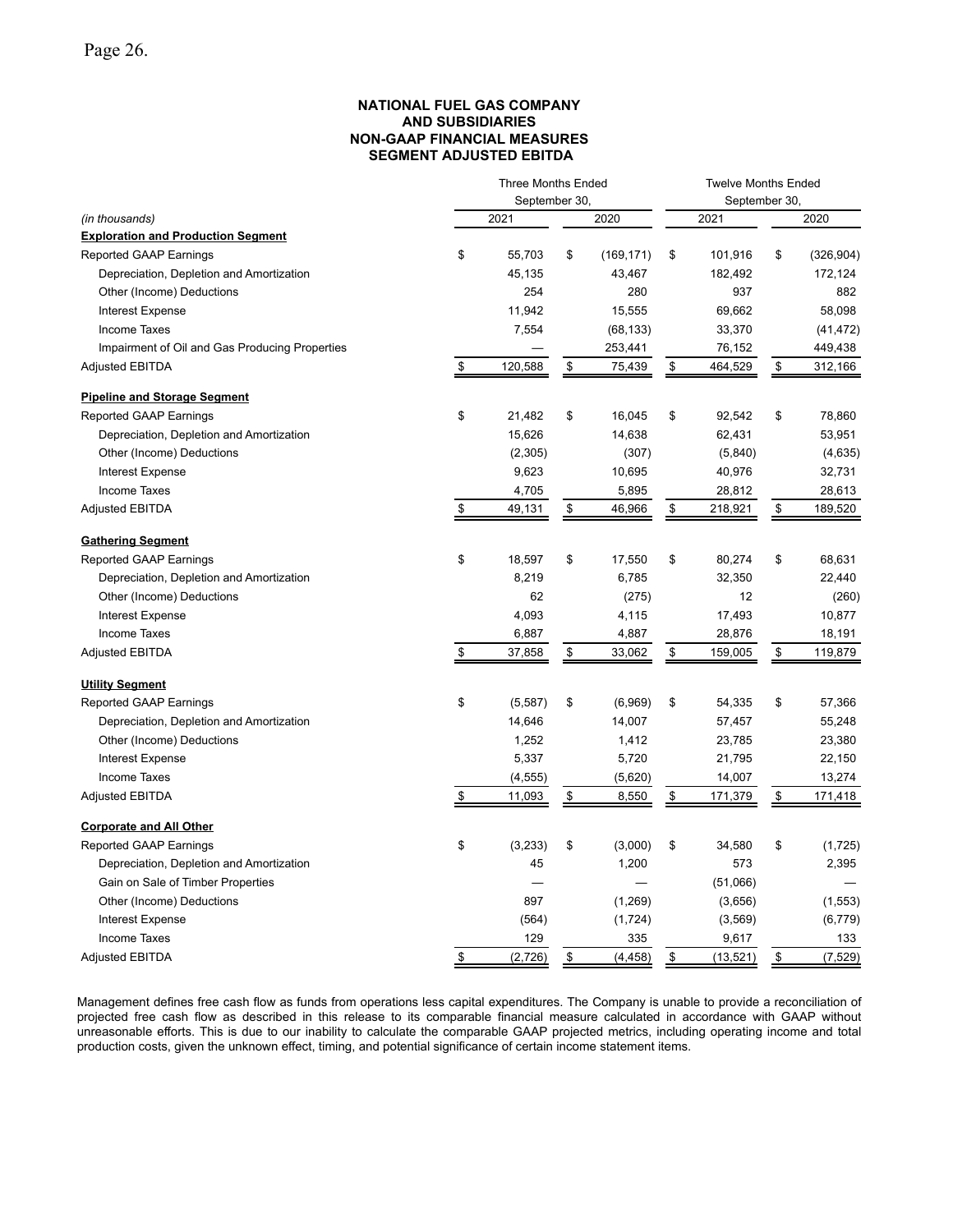**NATIONAL FUEL GAS COMPANY**
**AND SUBSIDIARIES**
**NON-GAAP FINANCIAL MEASURES**
**SEGMENT ADJUSTED EBITDA**

| | Three Months Ended September 30, | | Twelve Months Ended September 30, | |
|---|---|---|---|---|
| *(in thousands)* | 2021 | 2020 | 2021 | 2020 |
| **Exploration and Production Segment** | | | | |
| Reported GAAP Earnings | $ 55,703 | $ (169,171) | $ 101,916 | $ (326,904) |
| Depreciation, Depletion and Amortization | 45,135 | 43,467 | 182,492 | 172,124 |
| Other (Income) Deductions | 254 | 280 | 937 | 882 |
| Interest Expense | 11,942 | 15,555 | 69,662 | 58,098 |
| Income Taxes | 7,554 | (68,133) | 33,370 | (41,472) |
| Impairment of Oil and Gas Producing Properties | — | 253,441 | 76,152 | 449,438 |
| Adjusted EBITDA | $ 120,588 | $ 75,439 | $ 464,529 | $ 312,166 |
| **Pipeline and Storage Segment** | | | | |
| Reported GAAP Earnings | $ 21,482 | $ 16,045 | $ 92,542 | $ 78,860 |
| Depreciation, Depletion and Amortization | 15,626 | 14,638 | 62,431 | 53,951 |
| Other (Income) Deductions | (2,305) | (307) | (5,840) | (4,635) |
| Interest Expense | 9,623 | 10,695 | 40,976 | 32,731 |
| Income Taxes | 4,705 | 5,895 | 28,812 | 28,613 |
| Adjusted EBITDA | $ 49,131 | $ 46,966 | $ 218,921 | $ 189,520 |
| **Gathering Segment** | | | | |
| Reported GAAP Earnings | $ 18,597 | $ 17,550 | $ 80,274 | $ 68,631 |
| Depreciation, Depletion and Amortization | 8,219 | 6,785 | 32,350 | 22,440 |
| Other (Income) Deductions | 62 | (275) | 12 | (260) |
| Interest Expense | 4,093 | 4,115 | 17,493 | 10,877 |
| Income Taxes | 6,887 | 4,887 | 28,876 | 18,191 |
| Adjusted EBITDA | $ 37,858 | $ 33,062 | $ 159,005 | $ 119,879 |
| **Utility Segment** | | | | |
| Reported GAAP Earnings | $ (5,587) | $ (6,969) | $ 54,335 | $ 57,366 |
| Depreciation, Depletion and Amortization | 14,646 | 14,007 | 57,457 | 55,248 |
| Other (Income) Deductions | 1,252 | 1,412 | 23,785 | 23,380 |
| Interest Expense | 5,337 | 5,720 | 21,795 | 22,150 |
| Income Taxes | (4,555) | (5,620) | 14,007 | 13,274 |
| Adjusted EBITDA | $ 11,093 | $ 8,550 | $ 171,379 | $ 171,418 |
| **Corporate and All Other** | | | | |
| Reported GAAP Earnings | $ (3,233) | $ (3,000) | $ 34,580 | $ (1,725) |
| Depreciation, Depletion and Amortization | 45 | 1,200 | 573 | 2,395 |
| Gain on Sale of Timber Properties | — | — | (51,066) | — |
| Other (Income) Deductions | 897 | (1,269) | (3,656) | (1,553) |
| Interest Expense | (564) | (1,724) | (3,569) | (6,779) |
| Income Taxes | 129 | 335 | 9,617 | 133 |
| Adjusted EBITDA | $ (2,726) | $ (4,458) | $ (13,521) | $ (7,529) |

Management defines free cash flow as funds from operations less capital expenditures. The Company is unable to provide a reconciliation of projected free cash flow as described in this release to its comparable financial measure calculated in accordance with GAAP without unreasonable efforts. This is due to our inability to calculate the comparable GAAP projected metrics, including operating income and total production costs, given the unknown effect, timing, and potential significance of certain income statement items.